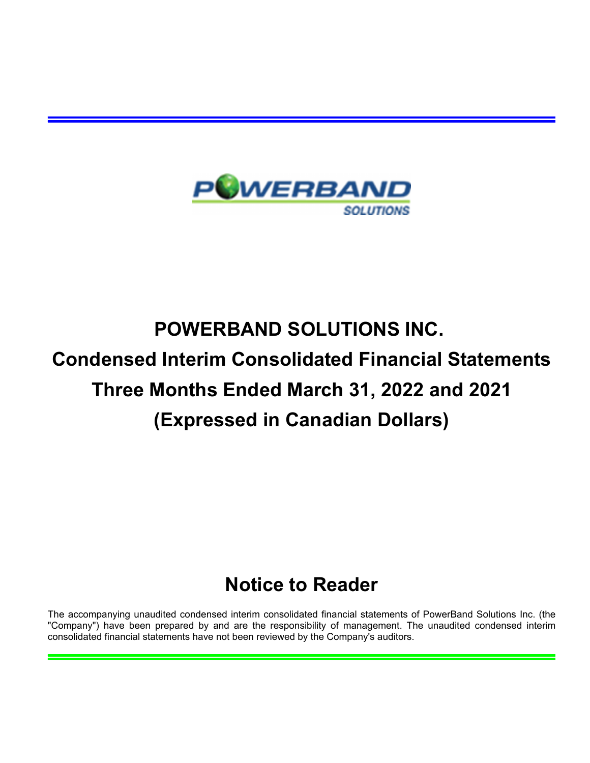# POWERBAND SOLUTIONS INC.

# Condensed Interim Consolidated Financial Statements

# Three Months Ended March 31, 2022 and 2021

# (Expressed in Canadian Dollars)

## Notice to Reader

The accompanying unaudited condensed interim consolidated financial statements of PowerBand Solutions Inc. (the "Company") have been prepared by and are the responsibility of management. The unaudited condensed interim consolidated financial statements have not been reviewed by the Company's auditors.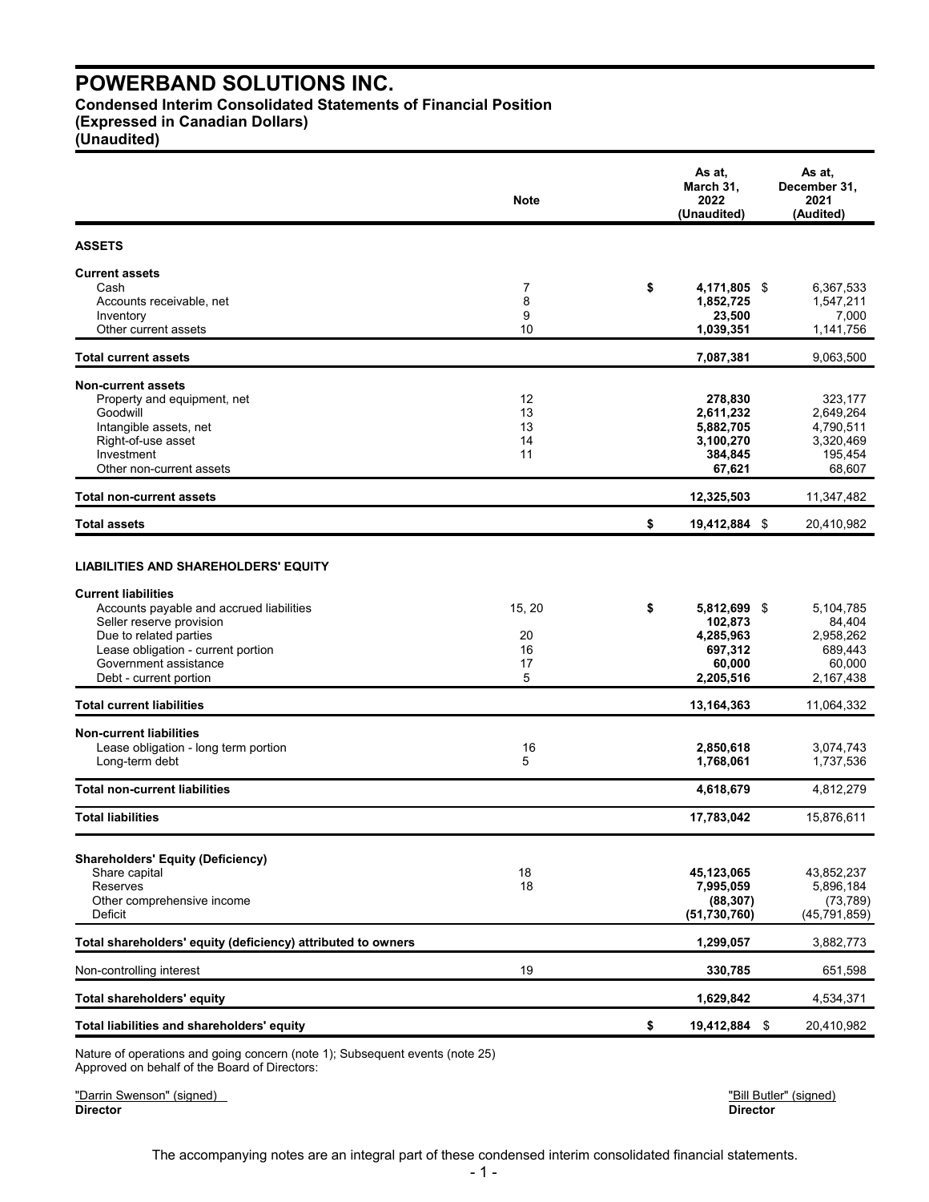# POWERBAND SOLUTIONS INC.

**Condensed Interim Consolidated Statements of Financial Position**
**(Expressed in Canadian Dollars)**
**(Unaudited)**

| | Note | As at, March 31, 2022 (Unaudited) | As at, December 31, 2021 (Audited) |
|---|---|---|---|
| **ASSETS** | | | |
| **Current assets** | | | |
| Cash | 7 | **$ 4,171,805** | $ 6,367,533 |
| Accounts receivable, net | 8 | **1,852,725** | 1,547,211 |
| Inventory | 9 | **23,500** | 7,000 |
| Other current assets | 10 | **1,039,351** | 1,141,756 |
| **Total current assets** | | **7,087,381** | 9,063,500 |
| **Non-current assets** | | | |
| Property and equipment, net | 12 | **278,830** | 323,177 |
| Goodwill | 13 | **2,611,232** | 2,649,264 |
| Intangible assets, net | 13 | **5,882,705** | 4,790,511 |
| Right-of-use asset | 14 | **3,100,270** | 3,320,469 |
| Investment | 11 | **384,845** | 195,454 |
| Other non-current assets | | **67,621** | 68,607 |
| **Total non-current assets** | | **12,325,503** | 11,347,482 |
| **Total assets** | | **$ 19,412,884** | $ 20,410,982 |
| **LIABILITIES AND SHAREHOLDERS' EQUITY** | | | |
| **Current liabilities** | | | |
| Accounts payable and accrued liabilities | 15, 20 | **$ 5,812,699** | $ 5,104,785 |
| Seller reserve provision | | **102,873** | 84,404 |
| Due to related parties | 20 | **4,285,963** | 2,958,262 |
| Lease obligation - current portion | 16 | **697,312** | 689,443 |
| Government assistance | 17 | **60,000** | 60,000 |
| Debt - current portion | 5 | **2,205,516** | 2,167,438 |
| **Total current liabilities** | | **13,164,363** | 11,064,332 |
| **Non-current liabilities** | | | |
| Lease obligation - long term portion | 16 | **2,850,618** | 3,074,743 |
| Long-term debt | 5 | **1,768,061** | 1,737,536 |
| **Total non-current liabilities** | | **4,618,679** | 4,812,279 |
| **Total liabilities** | | **17,783,042** | 15,876,611 |
| **Shareholders' Equity (Deficiency)** | | | |
| Share capital | 18 | **45,123,065** | 43,852,237 |
| Reserves | 18 | **7,995,059** | 5,896,184 |
| Other comprehensive income | | **(88,307)** | (73,789) |
| Deficit | | **(51,730,760)** | (45,791,859) |
| **Total shareholders' equity (deficiency) attributed to owners** | | **1,299,057** | 3,882,773 |
| Non-controlling interest | 19 | **330,785** | 651,598 |
| **Total shareholders' equity** | | **1,629,842** | 4,534,371 |
| **Total liabilities and shareholders' equity** | | **$ 19,412,884** | $ 20,410,982 |

Nature of operations and going concern (note 1); Subsequent events (note 25)
Approved on behalf of the Board of Directors:

"Darrin Swenson" (signed)
**Director**

"Bill Butler" (signed)
**Director**

The accompanying notes are an integral part of these condensed interim consolidated financial statements.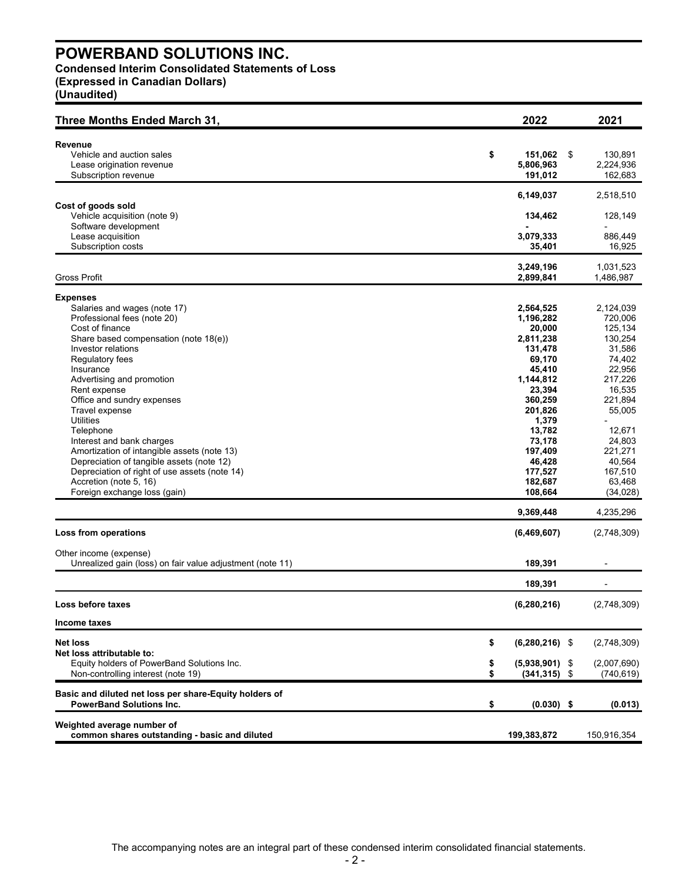# POWERBAND SOLUTIONS INC.

**Condensed Interim Consolidated Statements of Loss**
**(Expressed in Canadian Dollars)**
**(Unaudited)**

| Three Months Ended March 31, | 2022 | 2021 |
|---|---|---|
| **Revenue** | | |
| Vehicle and auction sales | **$ 151,062** | $ 130,891 |
| Lease origination revenue | **5,806,963** | 2,224,936 |
| Subscription revenue | **191,012** | 162,683 |
| | **6,149,037** | 2,518,510 |
| **Cost of goods sold** | | |
| Vehicle acquisition (note 9) | **134,462** | 128,149 |
| Software development | **-** | - |
| Lease acquisition | **3,079,333** | 886,449 |
| Subscription costs | **35,401** | 16,925 |
| | **3,249,196** | 1,031,523 |
| Gross Profit | **2,899,841** | 1,486,987 |
| **Expenses** | | |
| Salaries and wages (note 17) | **2,564,525** | 2,124,039 |
| Professional fees (note 20) | **1,196,282** | 720,006 |
| Cost of finance | **20,000** | 125,134 |
| Share based compensation (note 18(e)) | **2,811,238** | 130,254 |
| Investor relations | **131,478** | 31,586 |
| Regulatory fees | **69,170** | 74,402 |
| Insurance | **45,410** | 22,956 |
| Advertising and promotion | **1,144,812** | 217,226 |
| Rent expense | **23,394** | 16,535 |
| Office and sundry expenses | **360,259** | 221,894 |
| Travel expense | **201,826** | 55,005 |
| Utilities | **1,379** | - |
| Telephone | **13,782** | 12,671 |
| Interest and bank charges | **73,178** | 24,803 |
| Amortization of intangible assets (note 13) | **197,409** | 221,271 |
| Depreciation of tangible assets (note 12) | **46,428** | 40,564 |
| Depreciation of right of use assets (note 14) | **177,527** | 167,510 |
| Accretion (note 5, 16) | **182,687** | 63,468 |
| Foreign exchange loss (gain) | **108,664** | (34,028) |
| | **9,369,448** | 4,235,296 |
| **Loss from operations** | **(6,469,607)** | (2,748,309) |
| Other income (expense) | | |
| Unrealized gain (loss) on fair value adjustment (note 11) | **189,391** | - |
| | **189,391** | - |
| **Loss before taxes** | **(6,280,216)** | (2,748,309) |
| **Income taxes** | | |
| **Net loss** | **$ (6,280,216)** | $ (2,748,309) |
| **Net loss attributable to:** | | |
| Equity holders of PowerBand Solutions Inc. | **$ (5,938,901)** | $ (2,007,690) |
| Non-controlling interest (note 19) | **$ (341,315)** | $ (740,619) |
| **Basic and diluted net loss per share-Equity holders of PowerBand Solutions Inc.** | **$ (0.030)** | **$ (0.013)** |
| **Weighted average number of common shares outstanding - basic and diluted** | **199,383,872** | 150,916,354 |

The accompanying notes are an integral part of these condensed interim consolidated financial statements.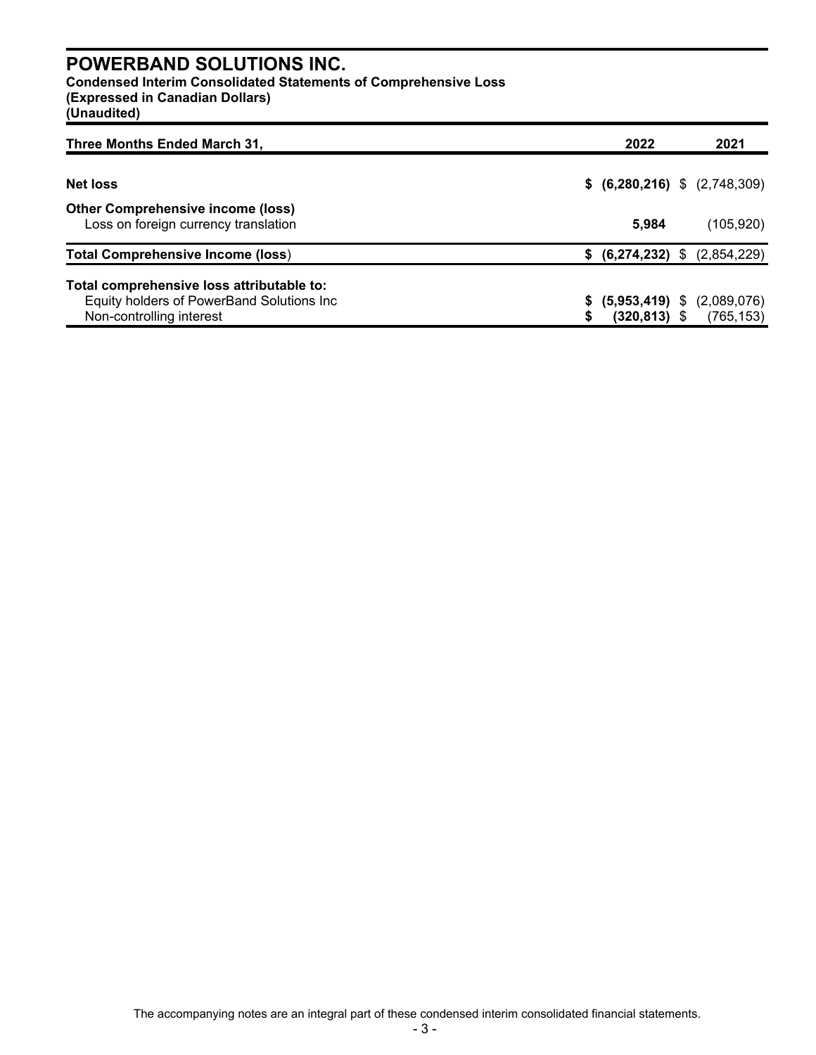# POWERBAND SOLUTIONS INC.

**Condensed Interim Consolidated Statements of Comprehensive Loss**
**(Expressed in Canadian Dollars)**
**(Unaudited)**

| Three Months Ended March 31, | 2022 | 2021 |
|---|---|---|
| **Net loss** | **$ (6,280,216)** | $ (2,748,309) |
| **Other Comprehensive income (loss)** | | |
| Loss on foreign currency translation | **5,984** | (105,920) |
| **Total Comprehensive Income (loss)** | **$ (6,274,232)** | $ (2,854,229) |
| **Total comprehensive loss attributable to:** | | |
| Equity holders of PowerBand Solutions Inc | **$ (5,953,419)** | $ (2,089,076) |
| Non-controlling interest | **$ (320,813)** | $ (765,153) |

The accompanying notes are an integral part of these condensed interim consolidated financial statements.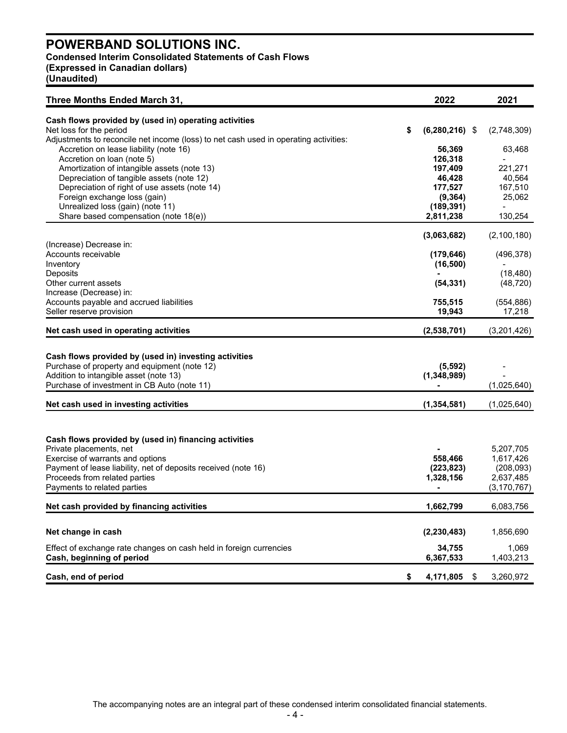# POWERBAND SOLUTIONS INC.

**Condensed Interim Consolidated Statements of Cash Flows**
**(Expressed in Canadian dollars)**
**(Unaudited)**

| Three Months Ended March 31, | 2022 | 2021 |
|---|---|---|
| **Cash flows provided by (used in) operating activities** | | |
| Net loss for the period | **$ (6,280,216)** | $ (2,748,309) |
| Adjustments to reconcile net income (loss) to net cash used in operating activities: | | |
| Accretion on lease liability (note 16) | **56,369** | 63,468 |
| Accretion on loan (note 5) | **126,318** | - |
| Amortization of intangible assets (note 13) | **197,409** | 221,271 |
| Depreciation of tangible assets (note 12) | **46,428** | 40,564 |
| Depreciation of right of use assets (note 14) | **177,527** | 167,510 |
| Foreign exchange loss (gain) | **(9,364)** | 25,062 |
| Unrealized loss (gain) (note 11) | **(189,391)** | - |
| Share based compensation (note 18(e)) | **2,811,238** | 130,254 |
| | **(3,063,682)** | (2,100,180) |
| (Increase) Decrease in: | | |
| Accounts receivable | **(179,646)** | (496,378) |
| Inventory | **(16,500)** | - |
| Deposits | **-** | (18,480) |
| Other current assets | **(54,331)** | (48,720) |
| Increase (Decrease) in: | | |
| Accounts payable and accrued liabilities | **755,515** | (554,886) |
| Seller reserve provision | **19,943** | 17,218 |
| **Net cash used in operating activities** | **(2,538,701)** | (3,201,426) |
| **Cash flows provided by (used in) investing activities** | | |
| Purchase of property and equipment (note 12) | **(5,592)** | - |
| Addition to intangible asset (note 13) | **(1,348,989)** | - |
| Purchase of investment in CB Auto (note 11) | **-** | (1,025,640) |
| **Net cash used in investing activities** | **(1,354,581)** | (1,025,640) |
| **Cash flows provided by (used in) financing activities** | | |
| Private placements, net | **-** | 5,207,705 |
| Exercise of warrants and options | **558,466** | 1,617,426 |
| Payment of lease liability, net of deposits received (note 16) | **(223,823)** | (208,093) |
| Proceeds from related parties | **1,328,156** | 2,637,485 |
| Payments to related parties | **-** | (3,170,767) |
| **Net cash provided by financing activities** | **1,662,799** | 6,083,756 |
| **Net change in cash** | **(2,230,483)** | 1,856,690 |
| Effect of exchange rate changes on cash held in foreign currencies | **34,755** | 1,069 |
| **Cash, beginning of period** | **6,367,533** | 1,403,213 |
| **Cash, end of period** | **$ 4,171,805** | $ 3,260,972 |

The accompanying notes are an integral part of these condensed interim consolidated financial statements.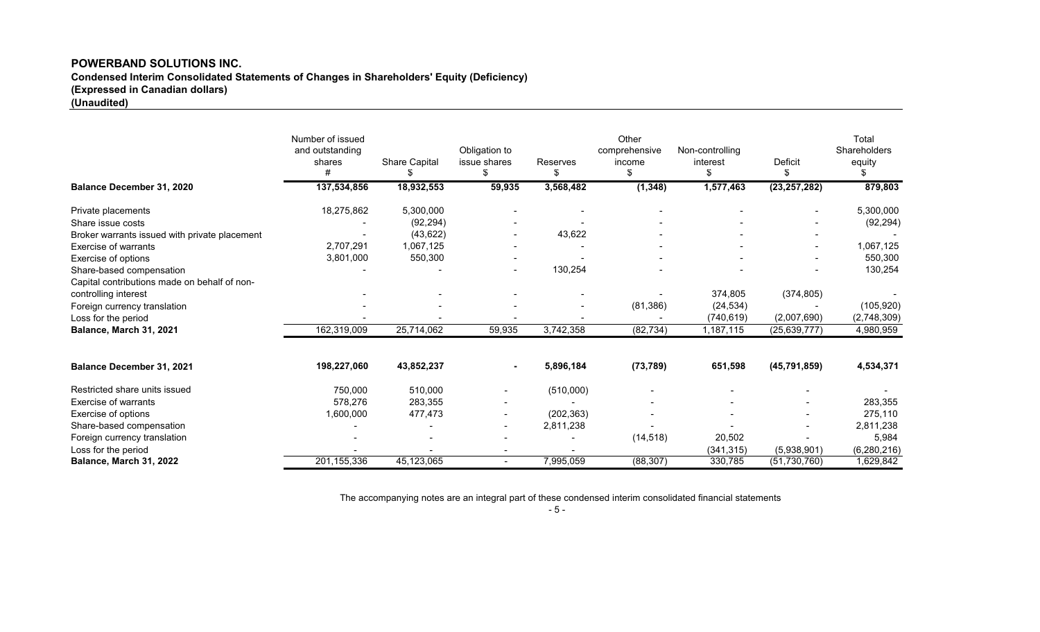**POWERBAND SOLUTIONS INC.**
**Condensed Interim Consolidated Statements of Changes in Shareholders' Equity (Deficiency)**
**(Expressed in Canadian dollars)**
**(Unaudited)**

| | Number of issued and outstanding shares # | Share Capital $ | Obligation to issue shares $ | Reserves $ | Other comprehensive income $ | Non-controlling interest $ | Deficit $ | Total Shareholders equity $ |
|---|---|---|---|---|---|---|---|---|
| **Balance December 31, 2020** | **137,534,856** | **18,932,553** | **59,935** | **3,568,482** | **(1,348)** | **1,577,463** | **(23,257,282)** | **879,803** |
| Private placements | 18,275,862 | 5,300,000 | - | - | - | - | - | 5,300,000 |
| Share issue costs | - | (92,294) | - | - | - | - | - | (92,294) |
| Broker warrants issued with private placement | - | (43,622) | - | 43,622 | - | - | - | - |
| Exercise of warrants | 2,707,291 | 1,067,125 | - | - | - | - | - | 1,067,125 |
| Exercise of options | 3,801,000 | 550,300 | - | - | - | - | - | 550,300 |
| Share-based compensation | - | - | - | 130,254 | - | - | - | 130,254 |
| Capital contributions made on behalf of non-controlling interest | - | - | - | - | - | 374,805 | (374,805) | - |
| Foreign currency translation | - | - | - | - | (81,386) | (24,534) | - | (105,920) |
| Loss for the period | - | - | - | - | - | (740,619) | (2,007,690) | (2,748,309) |
| **Balance, March 31, 2021** | 162,319,009 | 25,714,062 | 59,935 | 3,742,358 | (82,734) | 1,187,115 | (25,639,777) | 4,980,959 |
| | | | | | | | | |
| **Balance December 31, 2021** | **198,227,060** | **43,852,237** | **-** | **5,896,184** | **(73,789)** | **651,598** | **(45,791,859)** | **4,534,371** |
| Restricted share units issued | 750,000 | 510,000 | - | (510,000) | - | - | - | - |
| Exercise of warrants | 578,276 | 283,355 | - | - | - | - | - | 283,355 |
| Exercise of options | 1,600,000 | 477,473 | - | (202,363) | - | - | - | 275,110 |
| Share-based compensation | - | - | - | 2,811,238 | - | - | - | 2,811,238 |
| Foreign currency translation | - | - | - | - | (14,518) | 20,502 | - | 5,984 |
| Loss for the period | - | - | - | - | | (341,315) | (5,938,901) | (6,280,216) |
| **Balance, March 31, 2022** | 201,155,336 | 45,123,065 | - | 7,995,059 | (88,307) | 330,785 | (51,730,760) | 1,629,842 |

The accompanying notes are an integral part of these condensed interim consolidated financial statements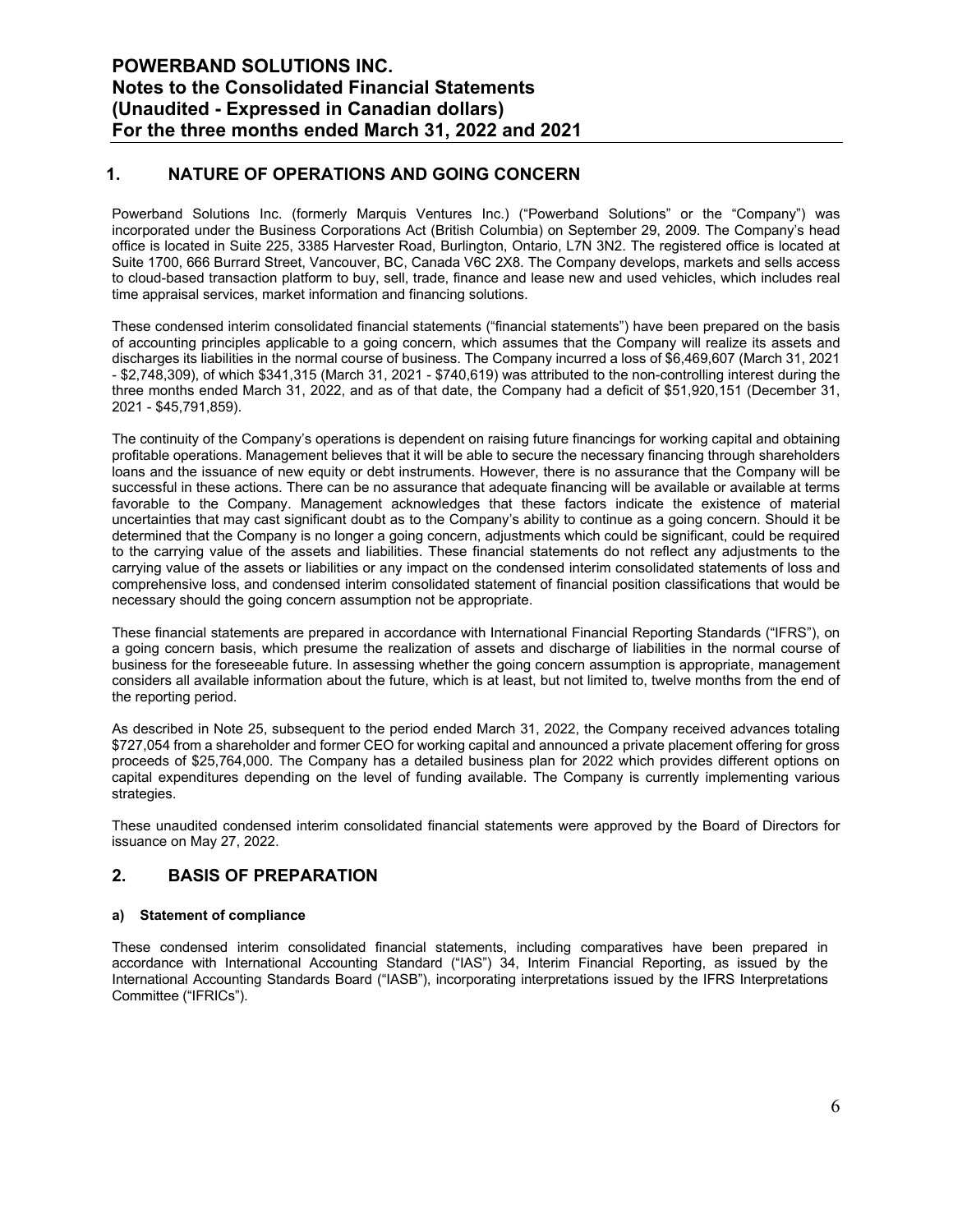## 1. NATURE OF OPERATIONS AND GOING CONCERN

Powerband Solutions Inc. (formerly Marquis Ventures Inc.) ("Powerband Solutions" or the "Company") was incorporated under the Business Corporations Act (British Columbia) on September 29, 2009. The Company's head office is located in Suite 225, 3385 Harvester Road, Burlington, Ontario, L7N 3N2. The registered office is located at Suite 1700, 666 Burrard Street, Vancouver, BC, Canada V6C 2X8. The Company develops, markets and sells access to cloud-based transaction platform to buy, sell, trade, finance and lease new and used vehicles, which includes real time appraisal services, market information and financing solutions.

These condensed interim consolidated financial statements ("financial statements") have been prepared on the basis of accounting principles applicable to a going concern, which assumes that the Company will realize its assets and discharges its liabilities in the normal course of business. The Company incurred a loss of $6,469,607 (March 31, 2021 - $2,748,309), of which $341,315 (March 31, 2021 - $740,619) was attributed to the non-controlling interest during the three months ended March 31, 2022, and as of that date, the Company had a deficit of $51,920,151 (December 31, 2021 - $45,791,859).

The continuity of the Company's operations is dependent on raising future financings for working capital and obtaining profitable operations. Management believes that it will be able to secure the necessary financing through shareholders loans and the issuance of new equity or debt instruments. However, there is no assurance that the Company will be successful in these actions. There can be no assurance that adequate financing will be available or available at terms favorable to the Company. Management acknowledges that these factors indicate the existence of material uncertainties that may cast significant doubt as to the Company's ability to continue as a going concern. Should it be determined that the Company is no longer a going concern, adjustments which could be significant, could be required to the carrying value of the assets and liabilities. These financial statements do not reflect any adjustments to the carrying value of the assets or liabilities or any impact on the condensed interim consolidated statements of loss and comprehensive loss, and condensed interim consolidated statement of financial position classifications that would be necessary should the going concern assumption not be appropriate.

These financial statements are prepared in accordance with International Financial Reporting Standards ("IFRS"), on a going concern basis, which presume the realization of assets and discharge of liabilities in the normal course of business for the foreseeable future. In assessing whether the going concern assumption is appropriate, management considers all available information about the future, which is at least, but not limited to, twelve months from the end of the reporting period.

As described in Note 25, subsequent to the period ended March 31, 2022, the Company received advances totaling $727,054 from a shareholder and former CEO for working capital and announced a private placement offering for gross proceeds of $25,764,000. The Company has a detailed business plan for 2022 which provides different options on capital expenditures depending on the level of funding available. The Company is currently implementing various strategies.

These unaudited condensed interim consolidated financial statements were approved by the Board of Directors for issuance on May 27, 2022.

## 2. BASIS OF PREPARATION

### a) Statement of compliance

These condensed interim consolidated financial statements, including comparatives have been prepared in accordance with International Accounting Standard ("IAS") 34, Interim Financial Reporting, as issued by the International Accounting Standards Board ("IASB"), incorporating interpretations issued by the IFRS Interpretations Committee ("IFRICs").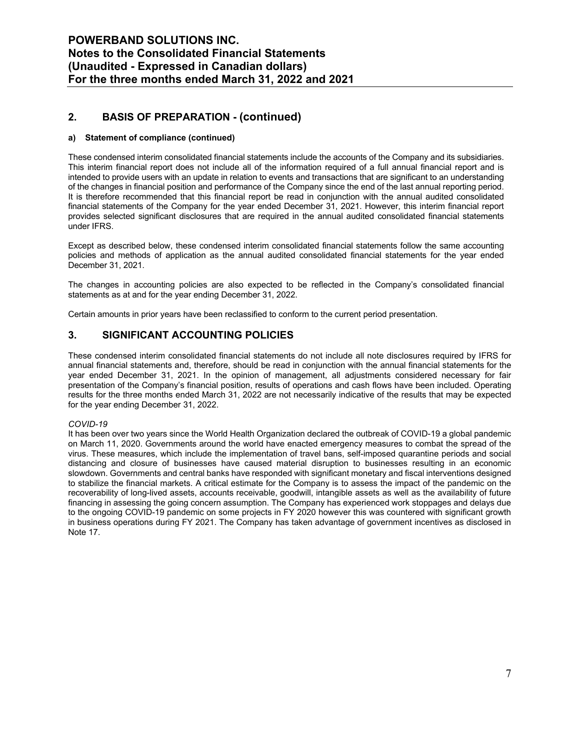## 2. BASIS OF PREPARATION - (continued)

### a) Statement of compliance (continued)

These condensed interim consolidated financial statements include the accounts of the Company and its subsidiaries. This interim financial report does not include all of the information required of a full annual financial report and is intended to provide users with an update in relation to events and transactions that are significant to an understanding of the changes in financial position and performance of the Company since the end of the last annual reporting period. It is therefore recommended that this financial report be read in conjunction with the annual audited consolidated financial statements of the Company for the year ended December 31, 2021. However, this interim financial report provides selected significant disclosures that are required in the annual audited consolidated financial statements under IFRS.

Except as described below, these condensed interim consolidated financial statements follow the same accounting policies and methods of application as the annual audited consolidated financial statements for the year ended December 31, 2021.

The changes in accounting policies are also expected to be reflected in the Company's consolidated financial statements as at and for the year ending December 31, 2022.

Certain amounts in prior years have been reclassified to conform to the current period presentation.

## 3. SIGNIFICANT ACCOUNTING POLICIES

These condensed interim consolidated financial statements do not include all note disclosures required by IFRS for annual financial statements and, therefore, should be read in conjunction with the annual financial statements for the year ended December 31, 2021. In the opinion of management, all adjustments considered necessary for fair presentation of the Company's financial position, results of operations and cash flows have been included. Operating results for the three months ended March 31, 2022 are not necessarily indicative of the results that may be expected for the year ending December 31, 2022.

*COVID-19*
It has been over two years since the World Health Organization declared the outbreak of COVID-19 a global pandemic on March 11, 2020. Governments around the world have enacted emergency measures to combat the spread of the virus. These measures, which include the implementation of travel bans, self-imposed quarantine periods and social distancing and closure of businesses have caused material disruption to businesses resulting in an economic slowdown. Governments and central banks have responded with significant monetary and fiscal interventions designed to stabilize the financial markets. A critical estimate for the Company is to assess the impact of the pandemic on the recoverability of long-lived assets, accounts receivable, goodwill, intangible assets as well as the availability of future financing in assessing the going concern assumption. The Company has experienced work stoppages and delays due to the ongoing COVID-19 pandemic on some projects in FY 2020 however this was countered with significant growth in business operations during FY 2021. The Company has taken advantage of government incentives as disclosed in Note 17.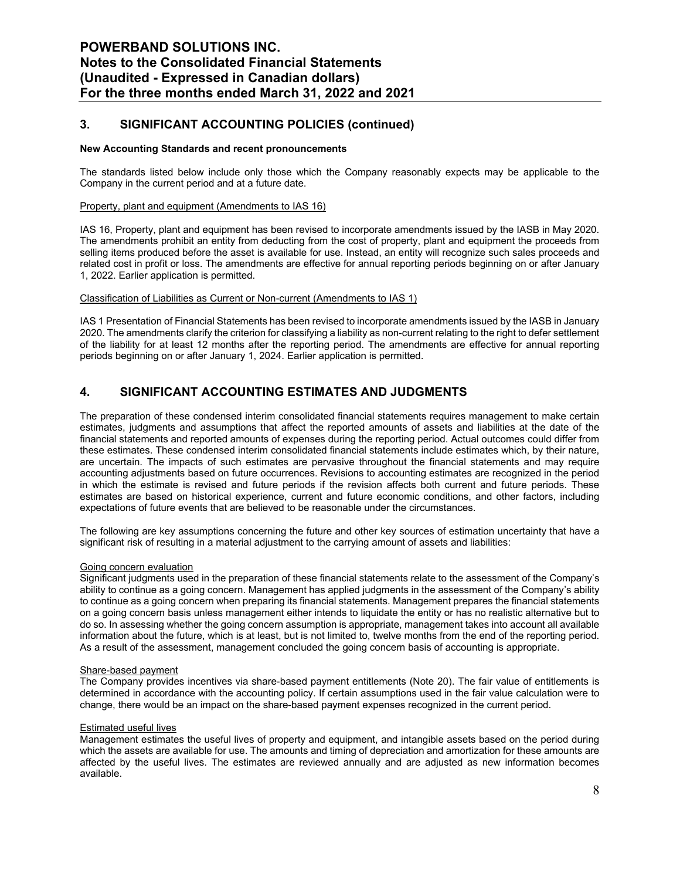## 3. SIGNIFICANT ACCOUNTING POLICIES (continued)

**New Accounting Standards and recent pronouncements**

The standards listed below include only those which the Company reasonably expects may be applicable to the Company in the current period and at a future date.

Property, plant and equipment (Amendments to IAS 16)

IAS 16, Property, plant and equipment has been revised to incorporate amendments issued by the IASB in May 2020. The amendments prohibit an entity from deducting from the cost of property, plant and equipment the proceeds from selling items produced before the asset is available for use. Instead, an entity will recognize such sales proceeds and related cost in profit or loss. The amendments are effective for annual reporting periods beginning on or after January 1, 2022. Earlier application is permitted.

Classification of Liabilities as Current or Non-current (Amendments to IAS 1)

IAS 1 Presentation of Financial Statements has been revised to incorporate amendments issued by the IASB in January 2020. The amendments clarify the criterion for classifying a liability as non-current relating to the right to defer settlement of the liability for at least 12 months after the reporting period. The amendments are effective for annual reporting periods beginning on or after January 1, 2024. Earlier application is permitted.

## 4. SIGNIFICANT ACCOUNTING ESTIMATES AND JUDGMENTS

The preparation of these condensed interim consolidated financial statements requires management to make certain estimates, judgments and assumptions that affect the reported amounts of assets and liabilities at the date of the financial statements and reported amounts of expenses during the reporting period. Actual outcomes could differ from these estimates. These condensed interim consolidated financial statements include estimates which, by their nature, are uncertain. The impacts of such estimates are pervasive throughout the financial statements and may require accounting adjustments based on future occurrences. Revisions to accounting estimates are recognized in the period in which the estimate is revised and future periods if the revision affects both current and future periods. These estimates are based on historical experience, current and future economic conditions, and other factors, including expectations of future events that are believed to be reasonable under the circumstances.

The following are key assumptions concerning the future and other key sources of estimation uncertainty that have a significant risk of resulting in a material adjustment to the carrying amount of assets and liabilities:

Going concern evaluation

Significant judgments used in the preparation of these financial statements relate to the assessment of the Company's ability to continue as a going concern. Management has applied judgments in the assessment of the Company's ability to continue as a going concern when preparing its financial statements. Management prepares the financial statements on a going concern basis unless management either intends to liquidate the entity or has no realistic alternative but to do so. In assessing whether the going concern assumption is appropriate, management takes into account all available information about the future, which is at least, but is not limited to, twelve months from the end of the reporting period. As a result of the assessment, management concluded the going concern basis of accounting is appropriate.

Share-based payment

The Company provides incentives via share-based payment entitlements (Note 20). The fair value of entitlements is determined in accordance with the accounting policy. If certain assumptions used in the fair value calculation were to change, there would be an impact on the share-based payment expenses recognized in the current period.

Estimated useful lives

Management estimates the useful lives of property and equipment, and intangible assets based on the period during which the assets are available for use. The amounts and timing of depreciation and amortization for these amounts are affected by the useful lives. The estimates are reviewed annually and are adjusted as new information becomes available.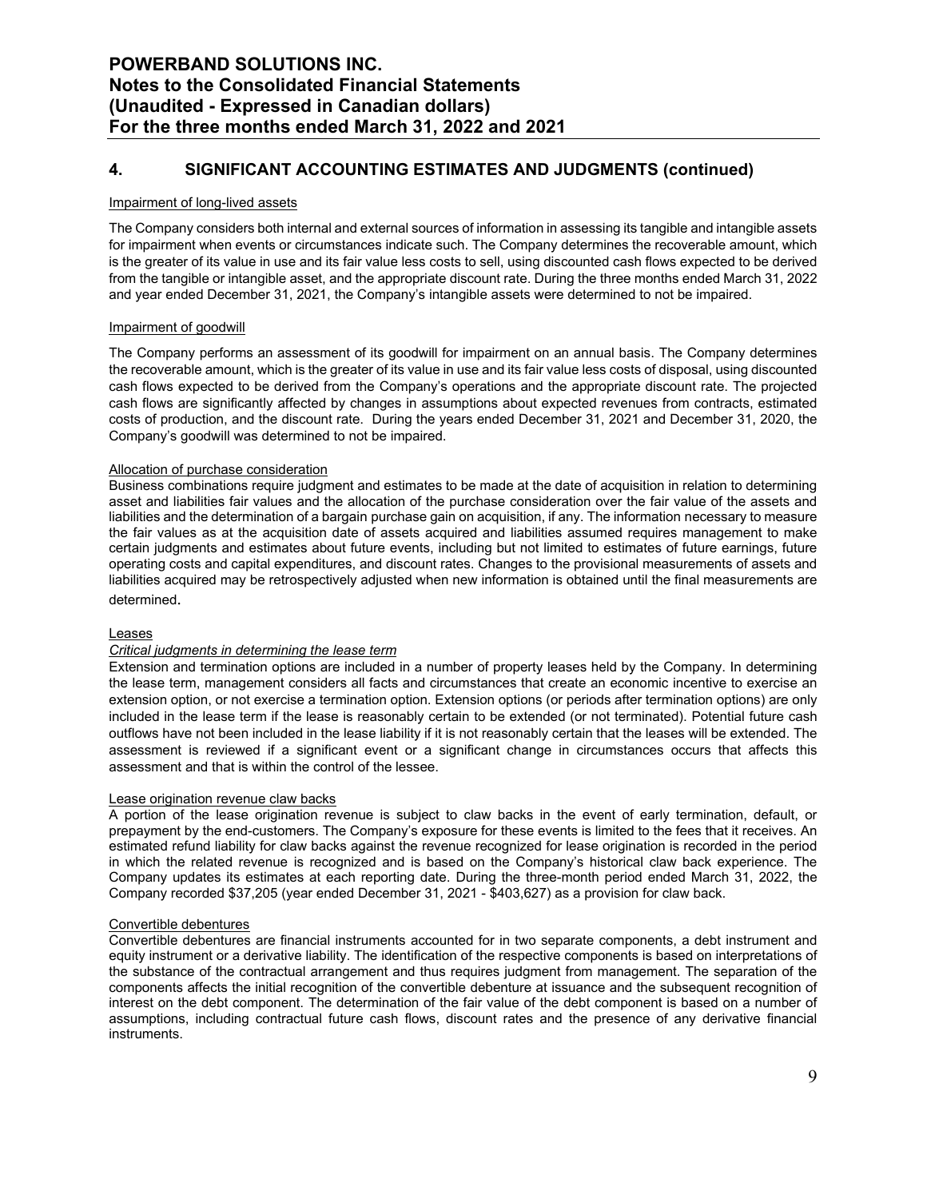## 4. SIGNIFICANT ACCOUNTING ESTIMATES AND JUDGMENTS (continued)

Impairment of long-lived assets

The Company considers both internal and external sources of information in assessing its tangible and intangible assets for impairment when events or circumstances indicate such. The Company determines the recoverable amount, which is the greater of its value in use and its fair value less costs to sell, using discounted cash flows expected to be derived from the tangible or intangible asset, and the appropriate discount rate. During the three months ended March 31, 2022 and year ended December 31, 2021, the Company's intangible assets were determined to not be impaired.

Impairment of goodwill

The Company performs an assessment of its goodwill for impairment on an annual basis. The Company determines the recoverable amount, which is the greater of its value in use and its fair value less costs of disposal, using discounted cash flows expected to be derived from the Company's operations and the appropriate discount rate. The projected cash flows are significantly affected by changes in assumptions about expected revenues from contracts, estimated costs of production, and the discount rate. During the years ended December 31, 2021 and December 31, 2020, the Company's goodwill was determined to not be impaired.

Allocation of purchase consideration

Business combinations require judgment and estimates to be made at the date of acquisition in relation to determining asset and liabilities fair values and the allocation of the purchase consideration over the fair value of the assets and liabilities and the determination of a bargain purchase gain on acquisition, if any. The information necessary to measure the fair values as at the acquisition date of assets acquired and liabilities assumed requires management to make certain judgments and estimates about future events, including but not limited to estimates of future earnings, future operating costs and capital expenditures, and discount rates. Changes to the provisional measurements of assets and liabilities acquired may be retrospectively adjusted when new information is obtained until the final measurements are determined.

Leases

*Critical judgments in determining the lease term*

Extension and termination options are included in a number of property leases held by the Company. In determining the lease term, management considers all facts and circumstances that create an economic incentive to exercise an extension option, or not exercise a termination option. Extension options (or periods after termination options) are only included in the lease term if the lease is reasonably certain to be extended (or not terminated). Potential future cash outflows have not been included in the lease liability if it is not reasonably certain that the leases will be extended. The assessment is reviewed if a significant event or a significant change in circumstances occurs that affects this assessment and that is within the control of the lessee.

Lease origination revenue claw backs

A portion of the lease origination revenue is subject to claw backs in the event of early termination, default, or prepayment by the end-customers. The Company's exposure for these events is limited to the fees that it receives. An estimated refund liability for claw backs against the revenue recognized for lease origination is recorded in the period in which the related revenue is recognized and is based on the Company's historical claw back experience. The Company updates its estimates at each reporting date. During the three-month period ended March 31, 2022, the Company recorded $37,205 (year ended December 31, 2021 - $403,627) as a provision for claw back.

Convertible debentures

Convertible debentures are financial instruments accounted for in two separate components, a debt instrument and equity instrument or a derivative liability. The identification of the respective components is based on interpretations of the substance of the contractual arrangement and thus requires judgment from management. The separation of the components affects the initial recognition of the convertible debenture at issuance and the subsequent recognition of interest on the debt component. The determination of the fair value of the debt component is based on a number of assumptions, including contractual future cash flows, discount rates and the presence of any derivative financial instruments.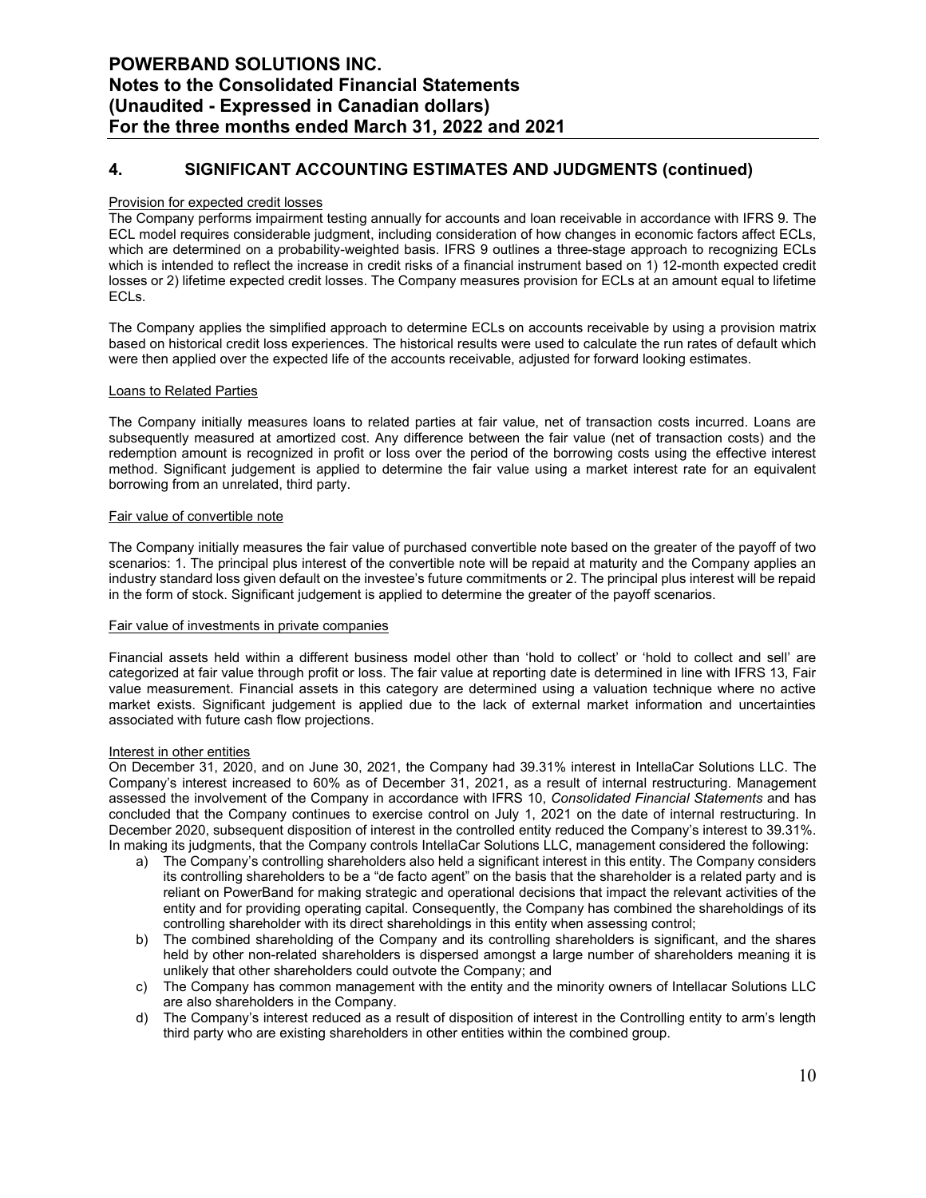## 4. SIGNIFICANT ACCOUNTING ESTIMATES AND JUDGMENTS (continued)

Provision for expected credit losses

The Company performs impairment testing annually for accounts and loan receivable in accordance with IFRS 9. The ECL model requires considerable judgment, including consideration of how changes in economic factors affect ECLs, which are determined on a probability-weighted basis. IFRS 9 outlines a three-stage approach to recognizing ECLs which is intended to reflect the increase in credit risks of a financial instrument based on 1) 12-month expected credit losses or 2) lifetime expected credit losses. The Company measures provision for ECLs at an amount equal to lifetime ECLs.

The Company applies the simplified approach to determine ECLs on accounts receivable by using a provision matrix based on historical credit loss experiences. The historical results were used to calculate the run rates of default which were then applied over the expected life of the accounts receivable, adjusted for forward looking estimates.

Loans to Related Parties

The Company initially measures loans to related parties at fair value, net of transaction costs incurred. Loans are subsequently measured at amortized cost. Any difference between the fair value (net of transaction costs) and the redemption amount is recognized in profit or loss over the period of the borrowing costs using the effective interest method. Significant judgement is applied to determine the fair value using a market interest rate for an equivalent borrowing from an unrelated, third party.

Fair value of convertible note

The Company initially measures the fair value of purchased convertible note based on the greater of the payoff of two scenarios: 1. The principal plus interest of the convertible note will be repaid at maturity and the Company applies an industry standard loss given default on the investee's future commitments or 2. The principal plus interest will be repaid in the form of stock. Significant judgement is applied to determine the greater of the payoff scenarios.

Fair value of investments in private companies

Financial assets held within a different business model other than 'hold to collect' or 'hold to collect and sell' are categorized at fair value through profit or loss. The fair value at reporting date is determined in line with IFRS 13, Fair value measurement. Financial assets in this category are determined using a valuation technique where no active market exists. Significant judgement is applied due to the lack of external market information and uncertainties associated with future cash flow projections.

Interest in other entities

On December 31, 2020, and on June 30, 2021, the Company had 39.31% interest in IntellaCar Solutions LLC. The Company's interest increased to 60% as of December 31, 2021, as a result of internal restructuring. Management assessed the involvement of the Company in accordance with IFRS 10, *Consolidated Financial Statements* and has concluded that the Company continues to exercise control on July 1, 2021 on the date of internal restructuring. In December 2020, subsequent disposition of interest in the controlled entity reduced the Company's interest to 39.31%. In making its judgments, that the Company controls IntellaCar Solutions LLC, management considered the following:

a) The Company's controlling shareholders also held a significant interest in this entity. The Company considers its controlling shareholders to be a "de facto agent" on the basis that the shareholder is a related party and is reliant on PowerBand for making strategic and operational decisions that impact the relevant activities of the entity and for providing operating capital. Consequently, the Company has combined the shareholdings of its controlling shareholder with its direct shareholdings in this entity when assessing control;
b) The combined shareholding of the Company and its controlling shareholders is significant, and the shares held by other non-related shareholders is dispersed amongst a large number of shareholders meaning it is unlikely that other shareholders could outvote the Company; and
c) The Company has common management with the entity and the minority owners of Intellacar Solutions LLC are also shareholders in the Company.
d) The Company's interest reduced as a result of disposition of interest in the Controlling entity to arm's length third party who are existing shareholders in other entities within the combined group.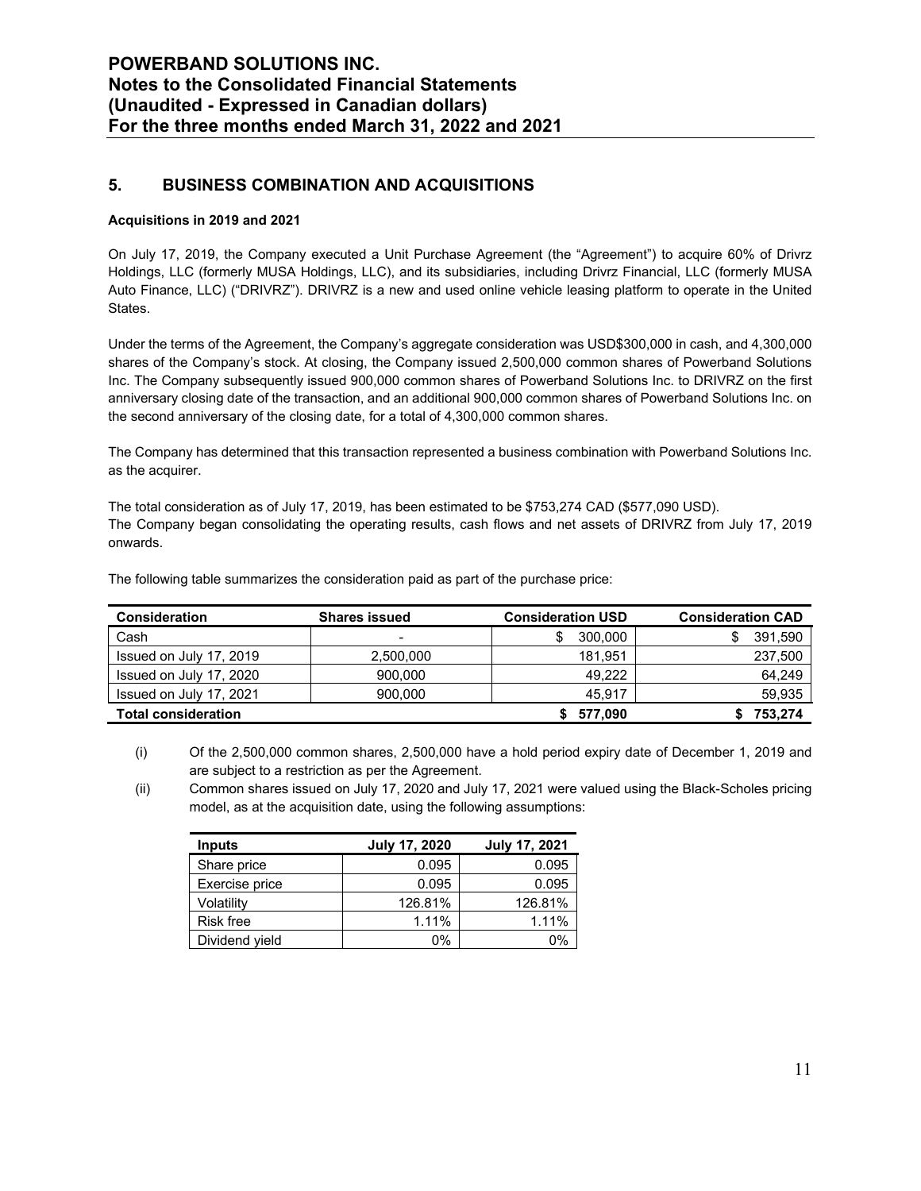## 5. BUSINESS COMBINATION AND ACQUISITIONS

**Acquisitions in 2019 and 2021**

On July 17, 2019, the Company executed a Unit Purchase Agreement (the "Agreement") to acquire 60% of Drivrz Holdings, LLC (formerly MUSA Holdings, LLC), and its subsidiaries, including Drivrz Financial, LLC (formerly MUSA Auto Finance, LLC) ("DRIVRZ"). DRIVRZ is a new and used online vehicle leasing platform to operate in the United States.

Under the terms of the Agreement, the Company's aggregate consideration was USD$300,000 in cash, and 4,300,000 shares of the Company's stock. At closing, the Company issued 2,500,000 common shares of Powerband Solutions Inc. The Company subsequently issued 900,000 common shares of Powerband Solutions Inc. to DRIVRZ on the first anniversary closing date of the transaction, and an additional 900,000 common shares of Powerband Solutions Inc. on the second anniversary of the closing date, for a total of 4,300,000 common shares.

The Company has determined that this transaction represented a business combination with Powerband Solutions Inc. as the acquirer.

The total consideration as of July 17, 2019, has been estimated to be $753,274 CAD ($577,090 USD).
The Company began consolidating the operating results, cash flows and net assets of DRIVRZ from July 17, 2019 onwards.

The following table summarizes the consideration paid as part of the purchase price:

| Consideration | Shares issued | Consideration USD | Consideration CAD |
|---|---|---|---|
| Cash | - | $ 300,000 | $ 391,590 |
| Issued on July 17, 2019 | 2,500,000 | 181,951 | 237,500 |
| Issued on July 17, 2020 | 900,000 | 49,222 | 64,249 |
| Issued on July 17, 2021 | 900,000 | 45,917 | 59,935 |
| **Total consideration** | | **$ 577,090** | **$ 753,274** |

(i) Of the 2,500,000 common shares, 2,500,000 have a hold period expiry date of December 1, 2019 and are subject to a restriction as per the Agreement.

(ii) Common shares issued on July 17, 2020 and July 17, 2021 were valued using the Black-Scholes pricing model, as at the acquisition date, using the following assumptions:

| Inputs | July 17, 2020 | July 17, 2021 |
|---|---|---|
| Share price | 0.095 | 0.095 |
| Exercise price | 0.095 | 0.095 |
| Volatility | 126.81% | 126.81% |
| Risk free | 1.11% | 1.11% |
| Dividend yield | 0% | 0% |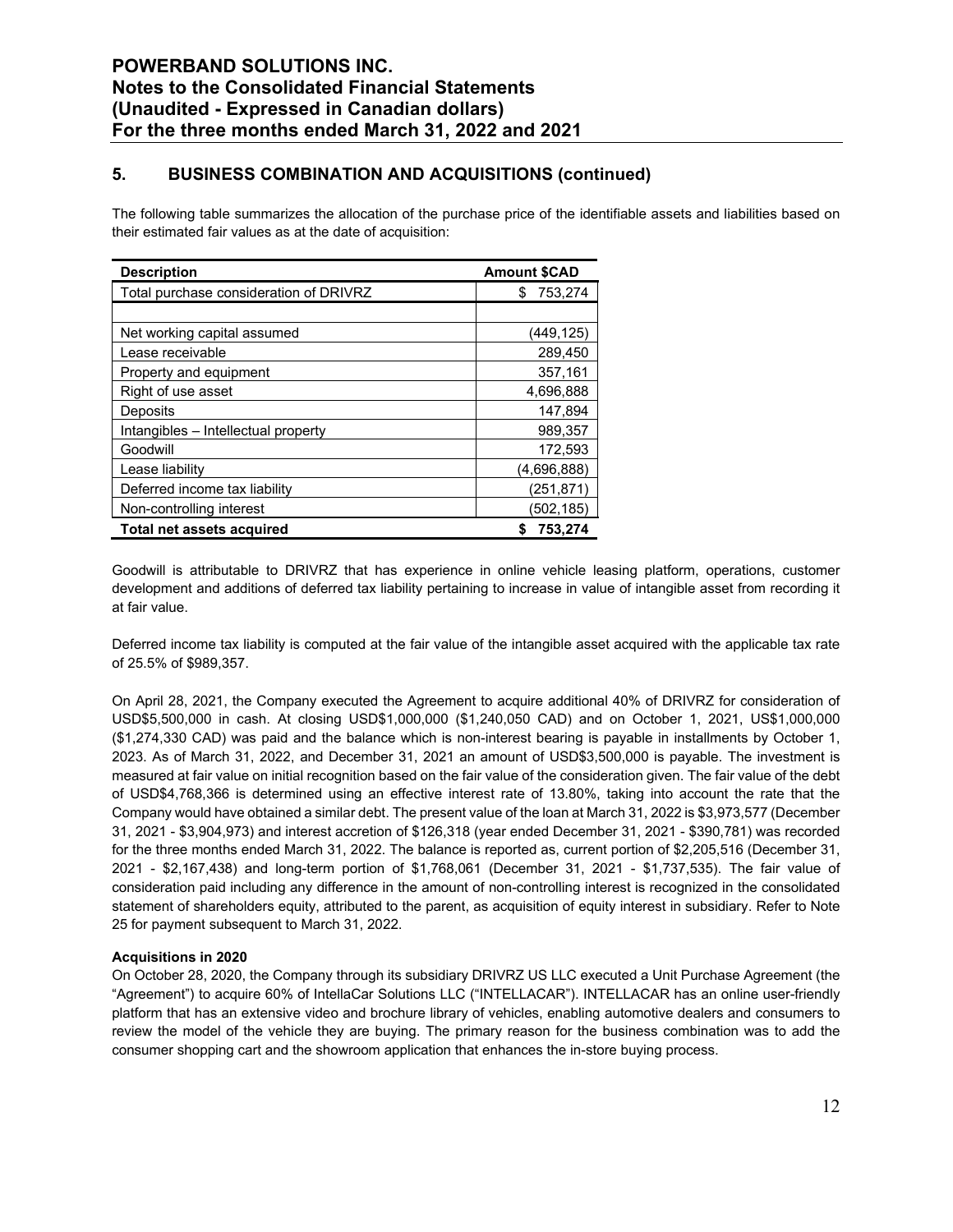## 5. BUSINESS COMBINATION AND ACQUISITIONS (continued)

The following table summarizes the allocation of the purchase price of the identifiable assets and liabilities based on their estimated fair values as at the date of acquisition:

| Description | Amount $CAD |
|---|---|
| Total purchase consideration of DRIVRZ | $ 753,274 |
| | |
| Net working capital assumed | (449,125) |
| Lease receivable | 289,450 |
| Property and equipment | 357,161 |
| Right of use asset | 4,696,888 |
| Deposits | 147,894 |
| Intangibles – Intellectual property | 989,357 |
| Goodwill | 172,593 |
| Lease liability | (4,696,888) |
| Deferred income tax liability | (251,871) |
| Non-controlling interest | (502,185) |
| **Total net assets acquired** | **$ 753,274** |

Goodwill is attributable to DRIVRZ that has experience in online vehicle leasing platform, operations, customer development and additions of deferred tax liability pertaining to increase in value of intangible asset from recording it at fair value.

Deferred income tax liability is computed at the fair value of the intangible asset acquired with the applicable tax rate of 25.5% of $989,357.

On April 28, 2021, the Company executed the Agreement to acquire additional 40% of DRIVRZ for consideration of USD$5,500,000 in cash. At closing USD$1,000,000 ($1,240,050 CAD) and on October 1, 2021, US$1,000,000 ($1,274,330 CAD) was paid and the balance which is non-interest bearing is payable in installments by October 1, 2023. As of March 31, 2022, and December 31, 2021 an amount of USD$3,500,000 is payable. The investment is measured at fair value on initial recognition based on the fair value of the consideration given. The fair value of the debt of USD$4,768,366 is determined using an effective interest rate of 13.80%, taking into account the rate that the Company would have obtained a similar debt. The present value of the loan at March 31, 2022 is $3,973,577 (December 31, 2021 - $3,904,973) and interest accretion of $126,318 (year ended December 31, 2021 - $390,781) was recorded for the three months ended March 31, 2022. The balance is reported as, current portion of $2,205,516 (December 31, 2021 - $2,167,438) and long-term portion of $1,768,061 (December 31, 2021 - $1,737,535). The fair value of consideration paid including any difference in the amount of non-controlling interest is recognized in the consolidated statement of shareholders equity, attributed to the parent, as acquisition of equity interest in subsidiary. Refer to Note 25 for payment subsequent to March 31, 2022.

**Acquisitions in 2020**

On October 28, 2020, the Company through its subsidiary DRIVRZ US LLC executed a Unit Purchase Agreement (the "Agreement") to acquire 60% of IntellaCar Solutions LLC ("INTELLACAR"). INTELLACAR has an online user-friendly platform that has an extensive video and brochure library of vehicles, enabling automotive dealers and consumers to review the model of the vehicle they are buying. The primary reason for the business combination was to add the consumer shopping cart and the showroom application that enhances the in-store buying process.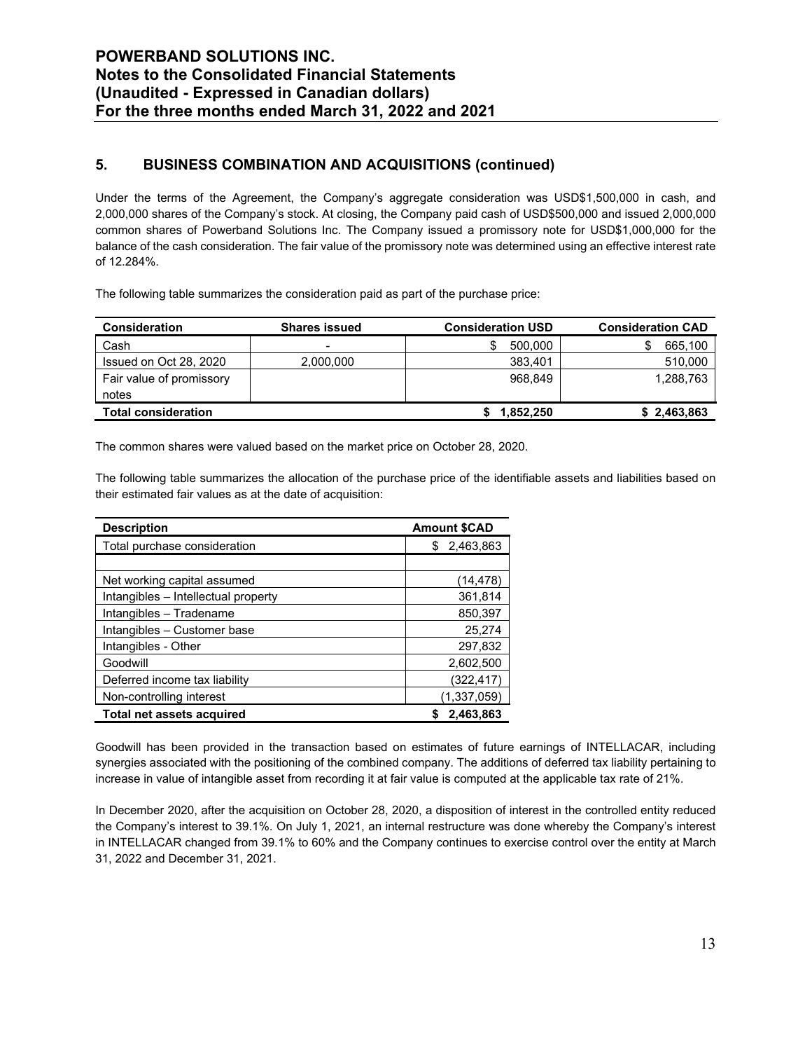## 5. BUSINESS COMBINATION AND ACQUISITIONS (continued)

Under the terms of the Agreement, the Company's aggregate consideration was USD$1,500,000 in cash, and 2,000,000 shares of the Company's stock. At closing, the Company paid cash of USD$500,000 and issued 2,000,000 common shares of Powerband Solutions Inc. The Company issued a promissory note for USD$1,000,000 for the balance of the cash consideration. The fair value of the promissory note was determined using an effective interest rate of 12.284%.

The following table summarizes the consideration paid as part of the purchase price:

| Consideration | Shares issued | Consideration USD | Consideration CAD |
|---|---|---|---|
| Cash | - | $ 500,000 | $ 665,100 |
| Issued on Oct 28, 2020 | 2,000,000 | 383,401 | 510,000 |
| Fair value of promissory notes | | 968,849 | 1,288,763 |
| **Total consideration** | | **$ 1,852,250** | **$ 2,463,863** |

The common shares were valued based on the market price on October 28, 2020.

The following table summarizes the allocation of the purchase price of the identifiable assets and liabilities based on their estimated fair values as at the date of acquisition:

| Description | Amount $CAD |
|---|---|
| Total purchase consideration | $ 2,463,863 |
| | |
| Net working capital assumed | (14,478) |
| Intangibles – Intellectual property | 361,814 |
| Intangibles – Tradename | 850,397 |
| Intangibles – Customer base | 25,274 |
| Intangibles - Other | 297,832 |
| Goodwill | 2,602,500 |
| Deferred income tax liability | (322,417) |
| Non-controlling interest | (1,337,059) |
| **Total net assets acquired** | **$ 2,463,863** |

Goodwill has been provided in the transaction based on estimates of future earnings of INTELLACAR, including synergies associated with the positioning of the combined company. The additions of deferred tax liability pertaining to increase in value of intangible asset from recording it at fair value is computed at the applicable tax rate of 21%.

In December 2020, after the acquisition on October 28, 2020, a disposition of interest in the controlled entity reduced the Company's interest to 39.1%. On July 1, 2021, an internal restructure was done whereby the Company's interest in INTELLACAR changed from 39.1% to 60% and the Company continues to exercise control over the entity at March 31, 2022 and December 31, 2021.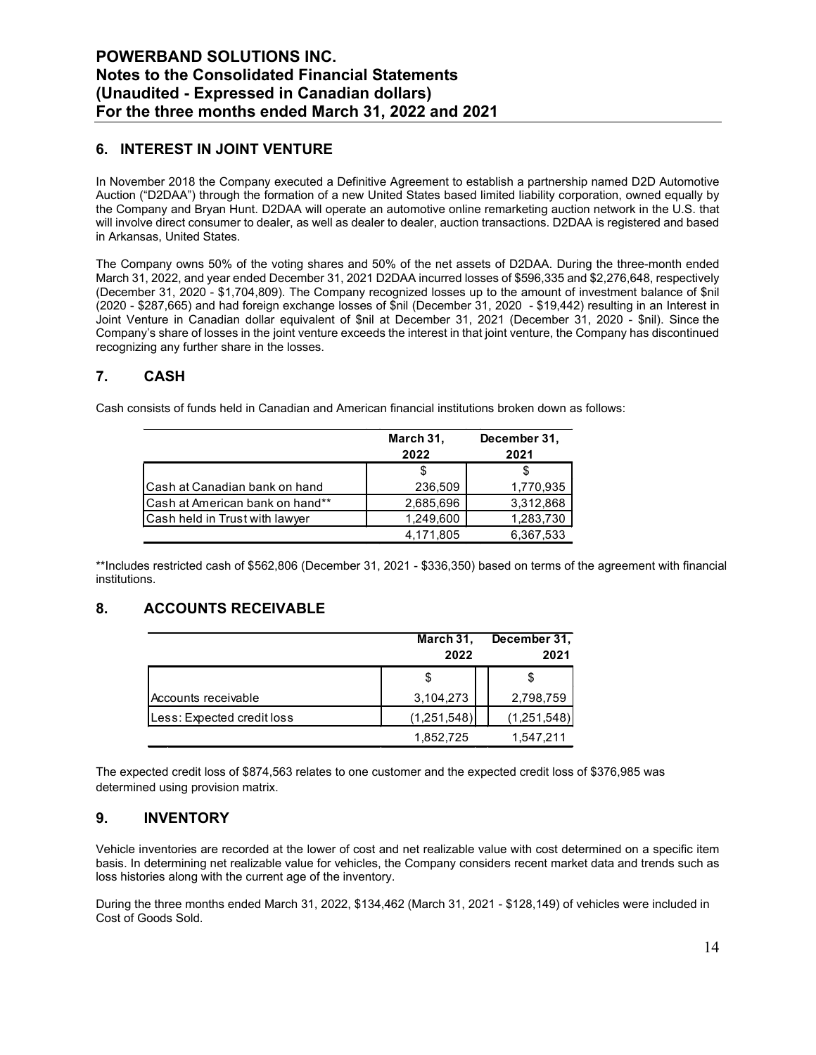## 6. INTEREST IN JOINT VENTURE

In November 2018 the Company executed a Definitive Agreement to establish a partnership named D2D Automotive Auction ("D2DAA") through the formation of a new United States based limited liability corporation, owned equally by the Company and Bryan Hunt. D2DAA will operate an automotive online remarketing auction network in the U.S. that will involve direct consumer to dealer, as well as dealer to dealer, auction transactions. D2DAA is registered and based in Arkansas, United States.

The Company owns 50% of the voting shares and 50% of the net assets of D2DAA. During the three-month ended March 31, 2022, and year ended December 31, 2021 D2DAA incurred losses of $596,335 and $2,276,648, respectively (December 31, 2020 - $1,704,809). The Company recognized losses up to the amount of investment balance of $nil (2020 - $287,665) and had foreign exchange losses of $nil (December 31, 2020 - $19,442) resulting in an Interest in Joint Venture in Canadian dollar equivalent of $nil at December 31, 2021 (December 31, 2020 - $nil). Since the Company's share of losses in the joint venture exceeds the interest in that joint venture, the Company has discontinued recognizing any further share in the losses.

## 7. CASH

Cash consists of funds held in Canadian and American financial institutions broken down as follows:

| | March 31, 2022 | December 31, 2021 |
|---|---|---|
| | $ | $ |
| Cash at Canadian bank on hand | 236,509 | 1,770,935 |
| Cash at American bank on hand** | 2,685,696 | 3,312,868 |
| Cash held in Trust with lawyer | 1,249,600 | 1,283,730 |
| | 4,171,805 | 6,367,533 |

**Includes restricted cash of $562,806 (December 31, 2021 - $336,350) based on terms of the agreement with financial institutions.

## 8. ACCOUNTS RECEIVABLE

| | March 31, 2022 | December 31, 2021 |
|---|---|---|
| | $ | $ |
| Accounts receivable | 3,104,273 | 2,798,759 |
| Less: Expected credit loss | (1,251,548) | (1,251,548) |
| | 1,852,725 | 1,547,211 |

The expected credit loss of $874,563 relates to one customer and the expected credit loss of $376,985 was determined using provision matrix.

## 9. INVENTORY

Vehicle inventories are recorded at the lower of cost and net realizable value with cost determined on a specific item basis. In determining net realizable value for vehicles, the Company considers recent market data and trends such as loss histories along with the current age of the inventory.

During the three months ended March 31, 2022, $134,462 (March 31, 2021 - $128,149) of vehicles were included in Cost of Goods Sold.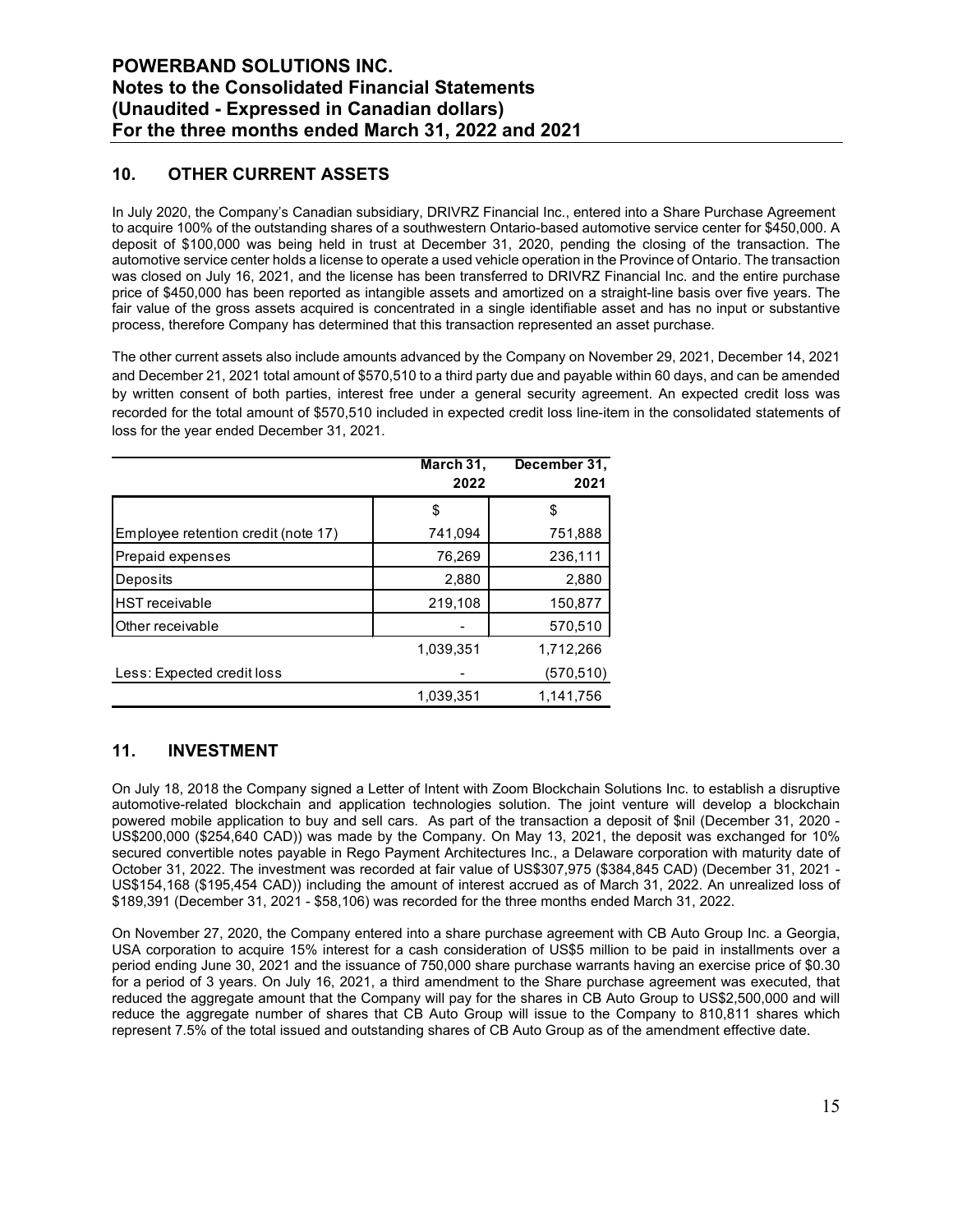## 10. OTHER CURRENT ASSETS

In July 2020, the Company's Canadian subsidiary, DRIVRZ Financial Inc., entered into a Share Purchase Agreement to acquire 100% of the outstanding shares of a southwestern Ontario-based automotive service center for $450,000. A deposit of $100,000 was being held in trust at December 31, 2020, pending the closing of the transaction. The automotive service center holds a license to operate a used vehicle operation in the Province of Ontario. The transaction was closed on July 16, 2021, and the license has been transferred to DRIVRZ Financial Inc. and the entire purchase price of $450,000 has been reported as intangible assets and amortized on a straight-line basis over five years. The fair value of the gross assets acquired is concentrated in a single identifiable asset and has no input or substantive process, therefore Company has determined that this transaction represented an asset purchase.

The other current assets also include amounts advanced by the Company on November 29, 2021, December 14, 2021 and December 21, 2021 total amount of $570,510 to a third party due and payable within 60 days, and can be amended by written consent of both parties, interest free under a general security agreement. An expected credit loss was recorded for the total amount of $570,510 included in expected credit loss line-item in the consolidated statements of loss for the year ended December 31, 2021.

| | March 31, 2022 | December 31, 2021 |
|---|---|---|
| | $ | $ |
| Employee retention credit (note 17) | 741,094 | 751,888 |
| Prepaid expenses | 76,269 | 236,111 |
| Deposits | 2,880 | 2,880 |
| HST receivable | 219,108 | 150,877 |
| Other receivable | - | 570,510 |
| | 1,039,351 | 1,712,266 |
| Less: Expected credit loss | - | (570,510) |
| | 1,039,351 | 1,141,756 |

## 11. INVESTMENT

On July 18, 2018 the Company signed a Letter of Intent with Zoom Blockchain Solutions Inc. to establish a disruptive automotive-related blockchain and application technologies solution. The joint venture will develop a blockchain powered mobile application to buy and sell cars. As part of the transaction a deposit of $nil (December 31, 2020 - US$200,000 ($254,640 CAD)) was made by the Company. On May 13, 2021, the deposit was exchanged for 10% secured convertible notes payable in Rego Payment Architectures Inc., a Delaware corporation with maturity date of October 31, 2022. The investment was recorded at fair value of US$307,975 ($384,845 CAD) (December 31, 2021 - US$154,168 ($195,454 CAD)) including the amount of interest accrued as of March 31, 2022. An unrealized loss of $189,391 (December 31, 2021 - $58,106) was recorded for the three months ended March 31, 2022.

On November 27, 2020, the Company entered into a share purchase agreement with CB Auto Group Inc. a Georgia, USA corporation to acquire 15% interest for a cash consideration of US$5 million to be paid in installments over a period ending June 30, 2021 and the issuance of 750,000 share purchase warrants having an exercise price of $0.30 for a period of 3 years. On July 16, 2021, a third amendment to the Share purchase agreement was executed, that reduced the aggregate amount that the Company will pay for the shares in CB Auto Group to US$2,500,000 and will reduce the aggregate number of shares that CB Auto Group will issue to the Company to 810,811 shares which represent 7.5% of the total issued and outstanding shares of CB Auto Group as of the amendment effective date.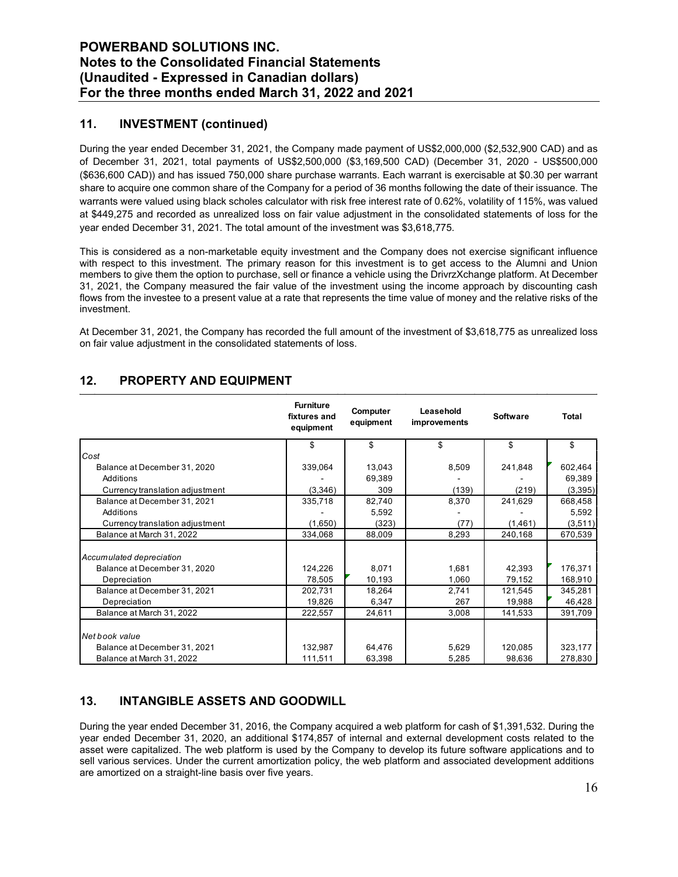## 11. INVESTMENT (continued)

During the year ended December 31, 2021, the Company made payment of US$2,000,000 ($2,532,900 CAD) and as of December 31, 2021, total payments of US$2,500,000 ($3,169,500 CAD) (December 31, 2020 - US$500,000 ($636,600 CAD)) and has issued 750,000 share purchase warrants. Each warrant is exercisable at $0.30 per warrant share to acquire one common share of the Company for a period of 36 months following the date of their issuance. The warrants were valued using black scholes calculator with risk free interest rate of 0.62%, volatility of 115%, was valued at $449,275 and recorded as unrealized loss on fair value adjustment in the consolidated statements of loss for the year ended December 31, 2021. The total amount of the investment was $3,618,775.

This is considered as a non-marketable equity investment and the Company does not exercise significant influence with respect to this investment. The primary reason for this investment is to get access to the Alumni and Union members to give them the option to purchase, sell or finance a vehicle using the DrivrzXchange platform. At December 31, 2021, the Company measured the fair value of the investment using the income approach by discounting cash flows from the investee to a present value at a rate that represents the time value of money and the relative risks of the investment.

At December 31, 2021, the Company has recorded the full amount of the investment of $3,618,775 as unrealized loss on fair value adjustment in the consolidated statements of loss.

## 12. PROPERTY AND EQUIPMENT

| | Furniture fixtures and equipment | Computer equipment | Leasehold improvements | Software | Total |
|---|---|---|---|---|---|
| | $ | $ | $ | $ | $ |
| *Cost* | | | | | |
| Balance at December 31, 2020 | 339,064 | 13,043 | 8,509 | 241,848 | 602,464 |
| Additions | - | 69,389 | - | - | 69,389 |
| Currency translation adjustment | (3,346) | 309 | (139) | (219) | (3,395) |
| Balance at December 31, 2021 | 335,718 | 82,740 | 8,370 | 241,629 | 668,458 |
| Additions | - | 5,592 | - | - | 5,592 |
| Currency translation adjustment | (1,650) | (323) | (77) | (1,461) | (3,511) |
| Balance at March 31, 2022 | 334,068 | 88,009 | 8,293 | 240,168 | 670,539 |
| *Accumulated depreciation* | | | | | |
| Balance at December 31, 2020 | 124,226 | 8,071 | 1,681 | 42,393 | 176,371 |
| Depreciation | 78,505 | 10,193 | 1,060 | 79,152 | 168,910 |
| Balance at December 31, 2021 | 202,731 | 18,264 | 2,741 | 121,545 | 345,281 |
| Depreciation | 19,826 | 6,347 | 267 | 19,988 | 46,428 |
| Balance at March 31, 2022 | 222,557 | 24,611 | 3,008 | 141,533 | 391,709 |
| *Net book value* | | | | | |
| Balance at December 31, 2021 | 132,987 | 64,476 | 5,629 | 120,085 | 323,177 |
| Balance at March 31, 2022 | 111,511 | 63,398 | 5,285 | 98,636 | 278,830 |

## 13. INTANGIBLE ASSETS AND GOODWILL

During the year ended December 31, 2016, the Company acquired a web platform for cash of $1,391,532. During the year ended December 31, 2020, an additional $174,857 of internal and external development costs related to the asset were capitalized. The web platform is used by the Company to develop its future software applications and to sell various services. Under the current amortization policy, the web platform and associated development additions are amortized on a straight-line basis over five years.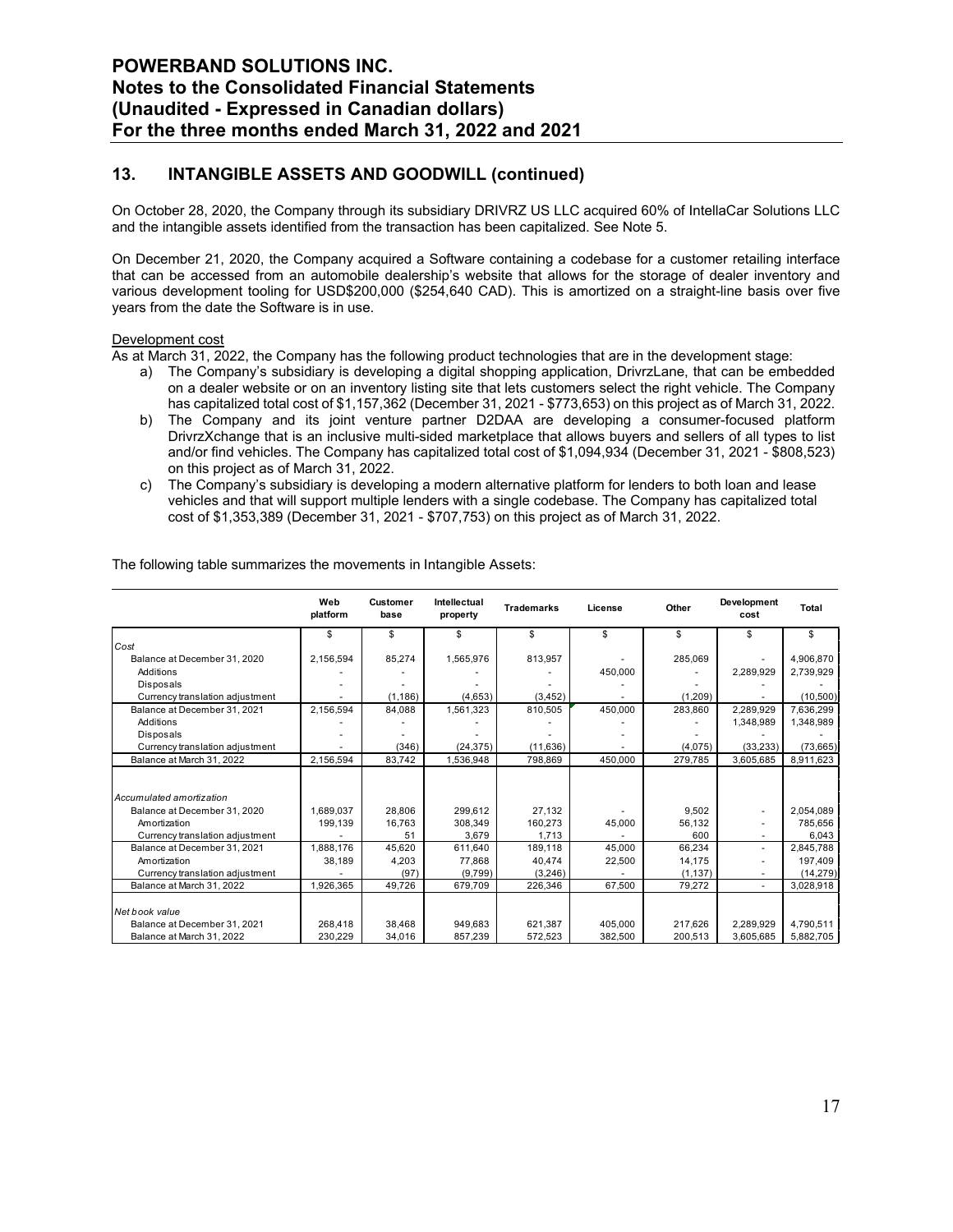## 13. INTANGIBLE ASSETS AND GOODWILL (continued)

On October 28, 2020, the Company through its subsidiary DRIVRZ US LLC acquired 60% of IntellaCar Solutions LLC and the intangible assets identified from the transaction has been capitalized. See Note 5.

On December 21, 2020, the Company acquired a Software containing a codebase for a customer retailing interface that can be accessed from an automobile dealership's website that allows for the storage of dealer inventory and various development tooling for USD$200,000 ($254,640 CAD). This is amortized on a straight-line basis over five years from the date the Software is in use.

Development cost

As at March 31, 2022, the Company has the following product technologies that are in the development stage:

a) The Company's subsidiary is developing a digital shopping application, DrivrzLane, that can be embedded on a dealer website or on an inventory listing site that lets customers select the right vehicle. The Company has capitalized total cost of $1,157,362 (December 31, 2021 - $773,653) on this project as of March 31, 2022.

b) The Company and its joint venture partner D2DAA are developing a consumer-focused platform DrivrzXchange that is an inclusive multi-sided marketplace that allows buyers and sellers of all types to list and/or find vehicles. The Company has capitalized total cost of $1,094,934 (December 31, 2021 - $808,523) on this project as of March 31, 2022.

c) The Company's subsidiary is developing a modern alternative platform for lenders to both loan and lease vehicles and that will support multiple lenders with a single codebase. The Company has capitalized total cost of $1,353,389 (December 31, 2021 - $707,753) on this project as of March 31, 2022.

The following table summarizes the movements in Intangible Assets:

| | Web platform | Customer base | Intellectual property | Trademarks | License | Other | Development cost | Total |
|---|---|---|---|---|---|---|---|---|
| | $ | $ | $ | $ | $ | $ | $ | $ |
| *Cost* | | | | | | | | |
| Balance at December 31, 2020 | 2,156,594 | 85,274 | 1,565,976 | 813,957 | - | 285,069 | - | 4,906,870 |
| Additions | - | - | - | - | 450,000 | - | 2,289,929 | 2,739,929 |
| Disposals | - | - | - | - | - | - | - | - |
| Currency translation adjustment | - | (1,186) | (4,653) | (3,452) | - | (1,209) | - | (10,500) |
| Balance at December 31, 2021 | 2,156,594 | 84,088 | 1,561,323 | 810,505 | 450,000 | 283,860 | 2,289,929 | 7,636,299 |
| Additions | - | - | - | - | - | - | 1,348,989 | 1,348,989 |
| Disposals | - | - | - | - | - | - | - | - |
| Currency translation adjustment | - | (346) | (24,375) | (11,636) | - | (4,075) | (33,233) | (73,665) |
| Balance at March 31, 2022 | 2,156,594 | 83,742 | 1,536,948 | 798,869 | 450,000 | 279,785 | 3,605,685 | 8,911,623 |
| | | | | | | | | |
| *Accumulated amortization* | | | | | | | | |
| Balance at December 31, 2020 | 1,689,037 | 28,806 | 299,612 | 27,132 | - | 9,502 | - | 2,054,089 |
| Amortization | 199,139 | 16,763 | 308,349 | 160,273 | 45,000 | 56,132 | - | 785,656 |
| Currency translation adjustment | - | 51 | 3,679 | 1,713 | - | 600 | - | 6,043 |
| Balance at December 31, 2021 | 1,888,176 | 45,620 | 611,640 | 189,118 | 45,000 | 66,234 | - | 2,845,788 |
| Amortization | 38,189 | 4,203 | 77,868 | 40,474 | 22,500 | 14,175 | - | 197,409 |
| Currency translation adjustment | - | (97) | (9,799) | (3,246) | - | (1,137) | - | (14,279) |
| Balance at March 31, 2022 | 1,926,365 | 49,726 | 679,709 | 226,346 | 67,500 | 79,272 | - | 3,028,918 |
| | | | | | | | | |
| *Net book value* | | | | | | | | |
| Balance at December 31, 2021 | 268,418 | 38,468 | 949,683 | 621,387 | 405,000 | 217,626 | 2,289,929 | 4,790,511 |
| Balance at March 31, 2022 | 230,229 | 34,016 | 857,239 | 572,523 | 382,500 | 200,513 | 3,605,685 | 5,882,705 |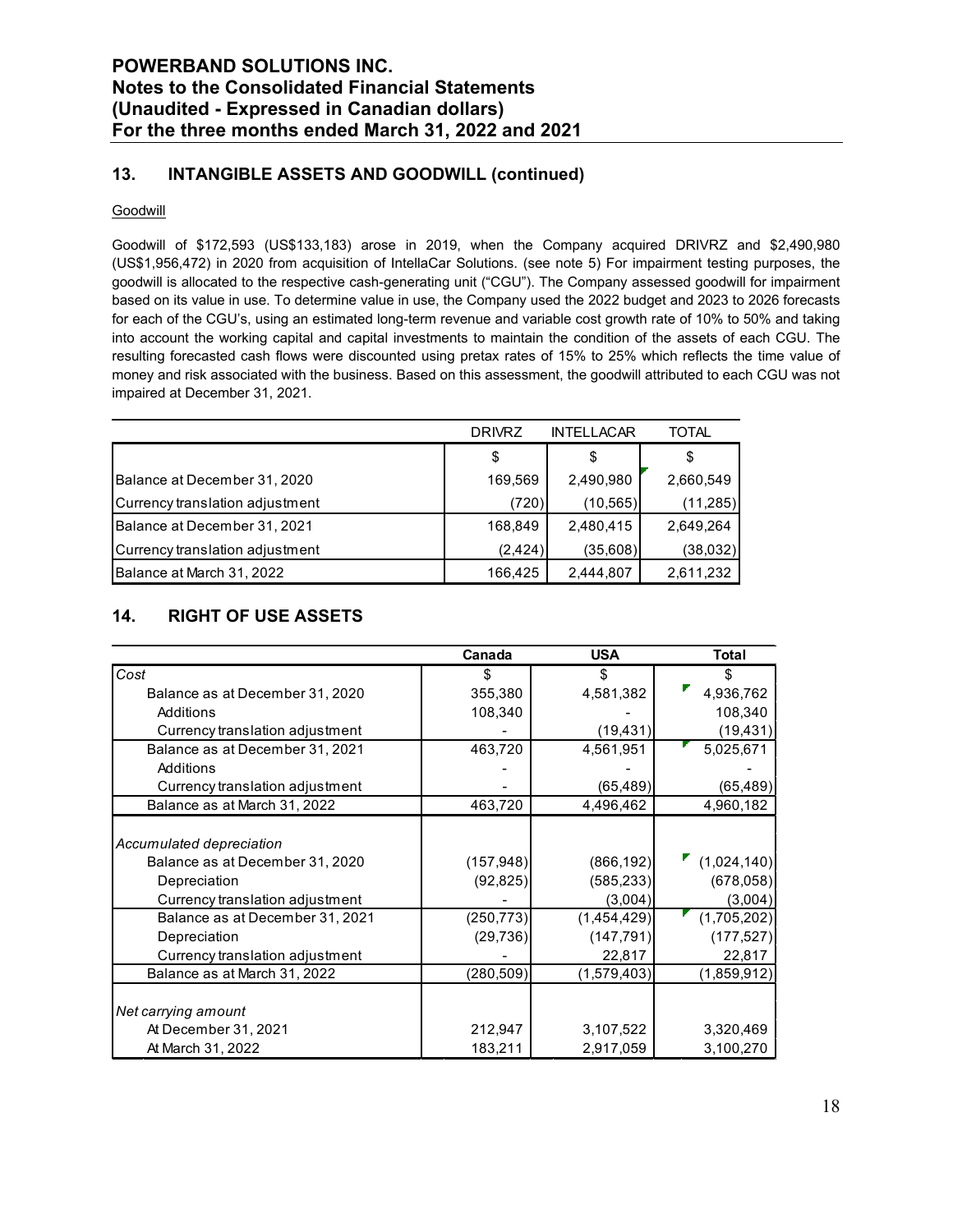## 13. INTANGIBLE ASSETS AND GOODWILL (continued)

Goodwill

Goodwill of $172,593 (US$133,183) arose in 2019, when the Company acquired DRIVRZ and $2,490,980 (US$1,956,472) in 2020 from acquisition of IntellaCar Solutions. (see note 5) For impairment testing purposes, the goodwill is allocated to the respective cash-generating unit ("CGU"). The Company assessed goodwill for impairment based on its value in use. To determine value in use, the Company used the 2022 budget and 2023 to 2026 forecasts for each of the CGU's, using an estimated long-term revenue and variable cost growth rate of 10% to 50% and taking into account the working capital and capital investments to maintain the condition of the assets of each CGU. The resulting forecasted cash flows were discounted using pretax rates of 15% to 25% which reflects the time value of money and risk associated with the business. Based on this assessment, the goodwill attributed to each CGU was not impaired at December 31, 2021.

| | DRIVRZ | INTELLACAR | TOTAL |
|---|---|---|---|
| | $ | $ | $ |
| Balance at December 31, 2020 | 169,569 | 2,490,980 | 2,660,549 |
| Currency translation adjustment | (720) | (10,565) | (11,285) |
| Balance at December 31, 2021 | 168,849 | 2,480,415 | 2,649,264 |
| Currency translation adjustment | (2,424) | (35,608) | (38,032) |
| Balance at March 31, 2022 | 166,425 | 2,444,807 | 2,611,232 |

## 14. RIGHT OF USE ASSETS

| | Canada | USA | Total |
|---|---|---|---|
| *Cost* | $ | $ | $ |
| Balance as at December 31, 2020 | 355,380 | 4,581,382 | 4,936,762 |
| Additions | 108,340 | - | 108,340 |
| Currency translation adjustment | - | (19,431) | (19,431) |
| Balance as at December 31, 2021 | 463,720 | 4,561,951 | 5,025,671 |
| Additions | - | - | - |
| Currency translation adjustment | - | (65,489) | (65,489) |
| Balance as at March 31, 2022 | 463,720 | 4,496,462 | 4,960,182 |
| | | | |
| *Accumulated depreciation* | | | |
| Balance as at December 31, 2020 | (157,948) | (866,192) | (1,024,140) |
| Depreciation | (92,825) | (585,233) | (678,058) |
| Currency translation adjustment | - | (3,004) | (3,004) |
| Balance as at December 31, 2021 | (250,773) | (1,454,429) | (1,705,202) |
| Depreciation | (29,736) | (147,791) | (177,527) |
| Currency translation adjustment | - | 22,817 | 22,817 |
| Balance as at March 31, 2022 | (280,509) | (1,579,403) | (1,859,912) |
| | | | |
| *Net carrying amount* | | | |
| At December 31, 2021 | 212,947 | 3,107,522 | 3,320,469 |
| At March 31, 2022 | 183,211 | 2,917,059 | 3,100,270 |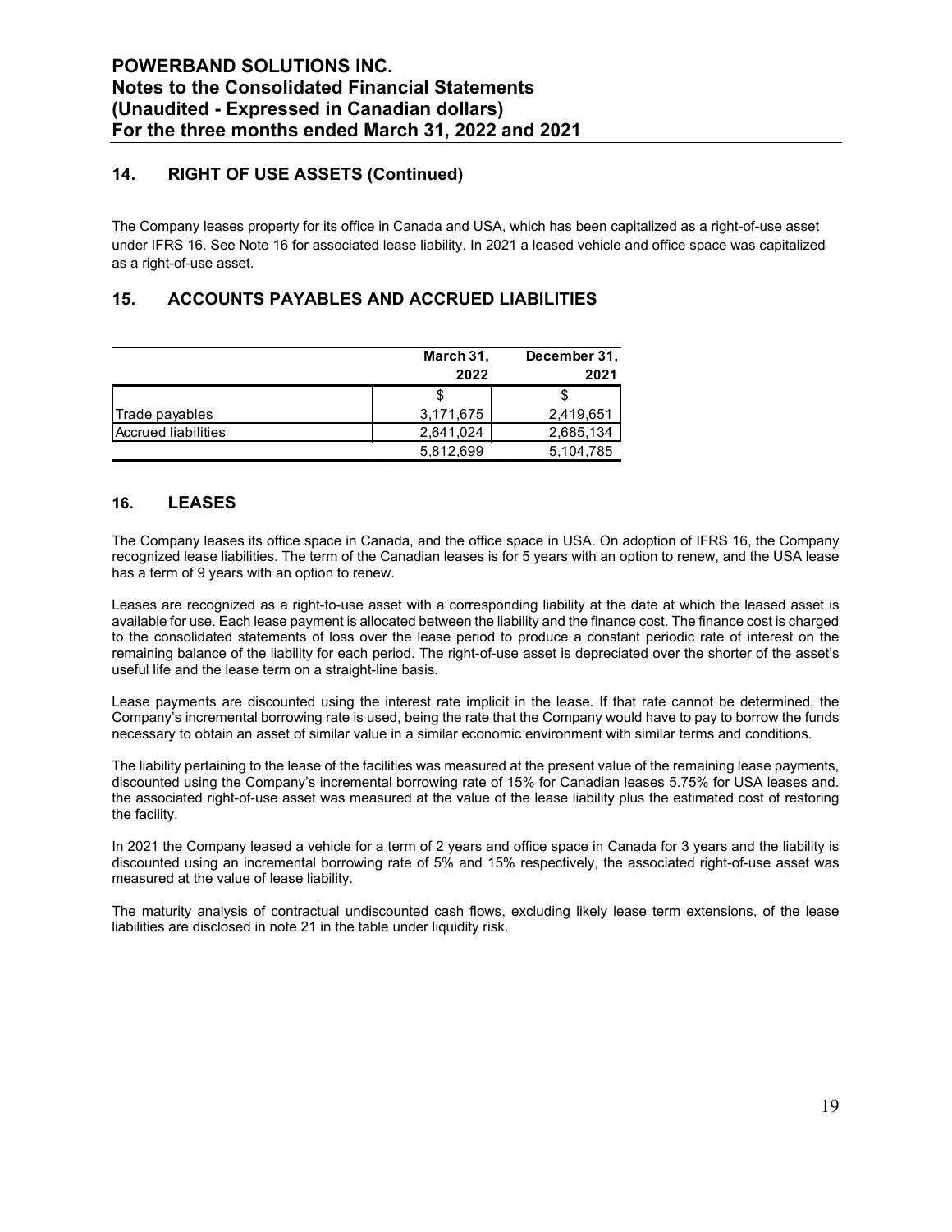## 14. RIGHT OF USE ASSETS (Continued)

The Company leases property for its office in Canada and USA, which has been capitalized as a right-of-use asset under IFRS 16. See Note 16 for associated lease liability. In 2021 a leased vehicle and office space was capitalized as a right-of-use asset.

## 15. ACCOUNTS PAYABLES AND ACCRUED LIABILITIES

| | March 31, 2022 | December 31, 2021 |
|---|---|---|
| | $ | $ |
| Trade payables | 3,171,675 | 2,419,651 |
| Accrued liabilities | 2,641,024 | 2,685,134 |
| | 5,812,699 | 5,104,785 |

## 16. LEASES

The Company leases its office space in Canada, and the office space in USA. On adoption of IFRS 16, the Company recognized lease liabilities. The term of the Canadian leases is for 5 years with an option to renew, and the USA lease has a term of 9 years with an option to renew.

Leases are recognized as a right-to-use asset with a corresponding liability at the date at which the leased asset is available for use. Each lease payment is allocated between the liability and the finance cost. The finance cost is charged to the consolidated statements of loss over the lease period to produce a constant periodic rate of interest on the remaining balance of the liability for each period. The right-of-use asset is depreciated over the shorter of the asset's useful life and the lease term on a straight-line basis.

Lease payments are discounted using the interest rate implicit in the lease. If that rate cannot be determined, the Company's incremental borrowing rate is used, being the rate that the Company would have to pay to borrow the funds necessary to obtain an asset of similar value in a similar economic environment with similar terms and conditions.

The liability pertaining to the lease of the facilities was measured at the present value of the remaining lease payments, discounted using the Company's incremental borrowing rate of 15% for Canadian leases 5.75% for USA leases and. the associated right-of-use asset was measured at the value of the lease liability plus the estimated cost of restoring the facility.

In 2021 the Company leased a vehicle for a term of 2 years and office space in Canada for 3 years and the liability is discounted using an incremental borrowing rate of 5% and 15% respectively, the associated right-of-use asset was measured at the value of lease liability.

The maturity analysis of contractual undiscounted cash flows, excluding likely lease term extensions, of the lease liabilities are disclosed in note 21 in the table under liquidity risk.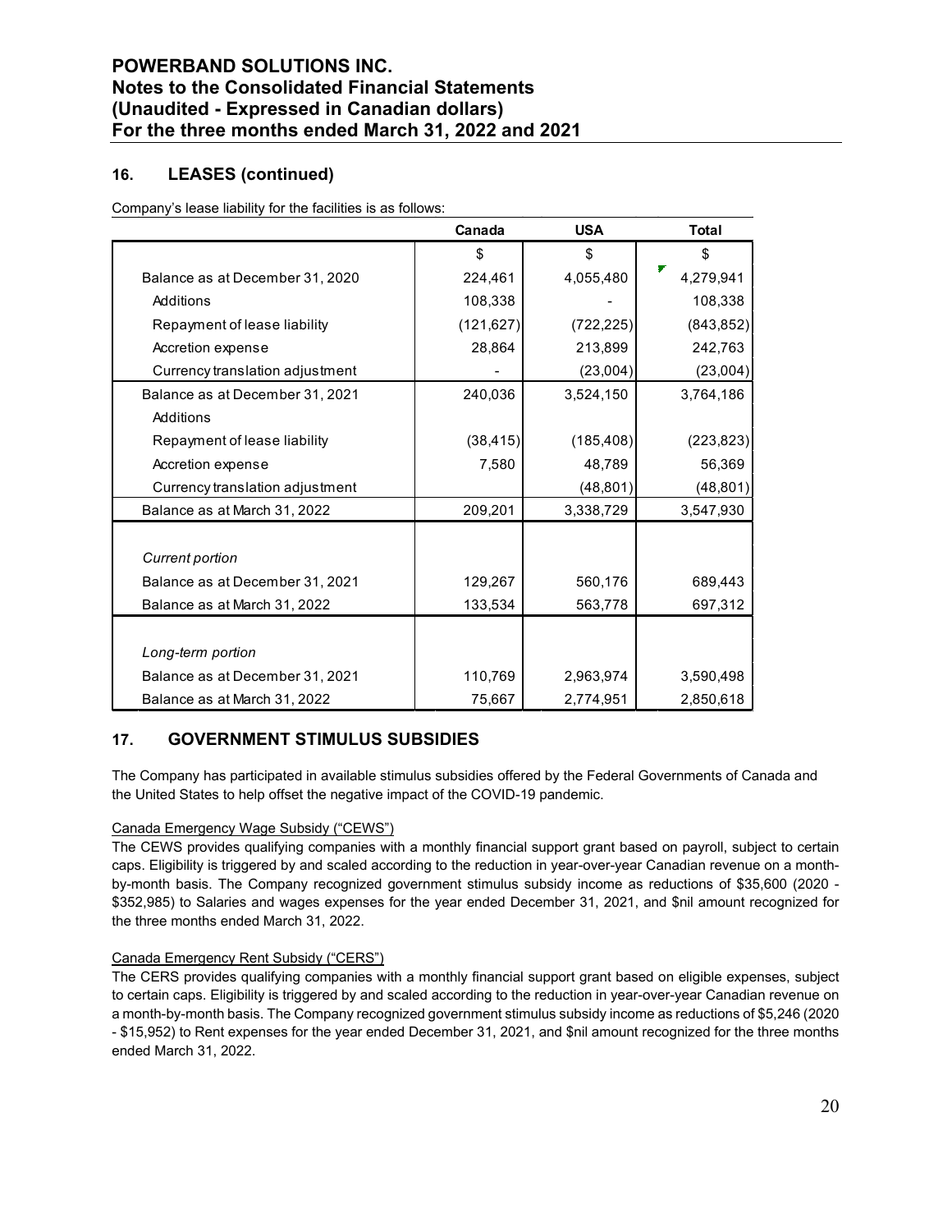## 16. LEASES (continued)

Company's lease liability for the facilities is as follows:

| | Canada | USA | Total |
|---|---|---|---|
| | $ | $ | $ |
| Balance as at December 31, 2020 | 224,461 | 4,055,480 | 4,279,941 |
| Additions | 108,338 | - | 108,338 |
| Repayment of lease liability | (121,627) | (722,225) | (843,852) |
| Accretion expense | 28,864 | 213,899 | 242,763 |
| Currency translation adjustment | - | (23,004) | (23,004) |
| Balance as at December 31, 2021 | 240,036 | 3,524,150 | 3,764,186 |
| Additions | | | |
| Repayment of lease liability | (38,415) | (185,408) | (223,823) |
| Accretion expense | 7,580 | 48,789 | 56,369 |
| Currency translation adjustment | | (48,801) | (48,801) |
| Balance as at March 31, 2022 | 209,201 | 3,338,729 | 3,547,930 |
| | | | |
| *Current portion* | | | |
| Balance as at December 31, 2021 | 129,267 | 560,176 | 689,443 |
| Balance as at March 31, 2022 | 133,534 | 563,778 | 697,312 |
| | | | |
| *Long-term portion* | | | |
| Balance as at December 31, 2021 | 110,769 | 2,963,974 | 3,590,498 |
| Balance as at March 31, 2022 | 75,667 | 2,774,951 | 2,850,618 |

## 17. GOVERNMENT STIMULUS SUBSIDIES

The Company has participated in available stimulus subsidies offered by the Federal Governments of Canada and the United States to help offset the negative impact of the COVID-19 pandemic.

Canada Emergency Wage Subsidy ("CEWS")

The CEWS provides qualifying companies with a monthly financial support grant based on payroll, subject to certain caps. Eligibility is triggered by and scaled according to the reduction in year-over-year Canadian revenue on a month-by-month basis. The Company recognized government stimulus subsidy income as reductions of $35,600 (2020 - $352,985) to Salaries and wages expenses for the year ended December 31, 2021, and $nil amount recognized for the three months ended March 31, 2022.

Canada Emergency Rent Subsidy ("CERS")

The CERS provides qualifying companies with a monthly financial support grant based on eligible expenses, subject to certain caps. Eligibility is triggered by and scaled according to the reduction in year-over-year Canadian revenue on a month-by-month basis. The Company recognized government stimulus subsidy income as reductions of $5,246 (2020 - $15,952) to Rent expenses for the year ended December 31, 2021, and $nil amount recognized for the three months ended March 31, 2022.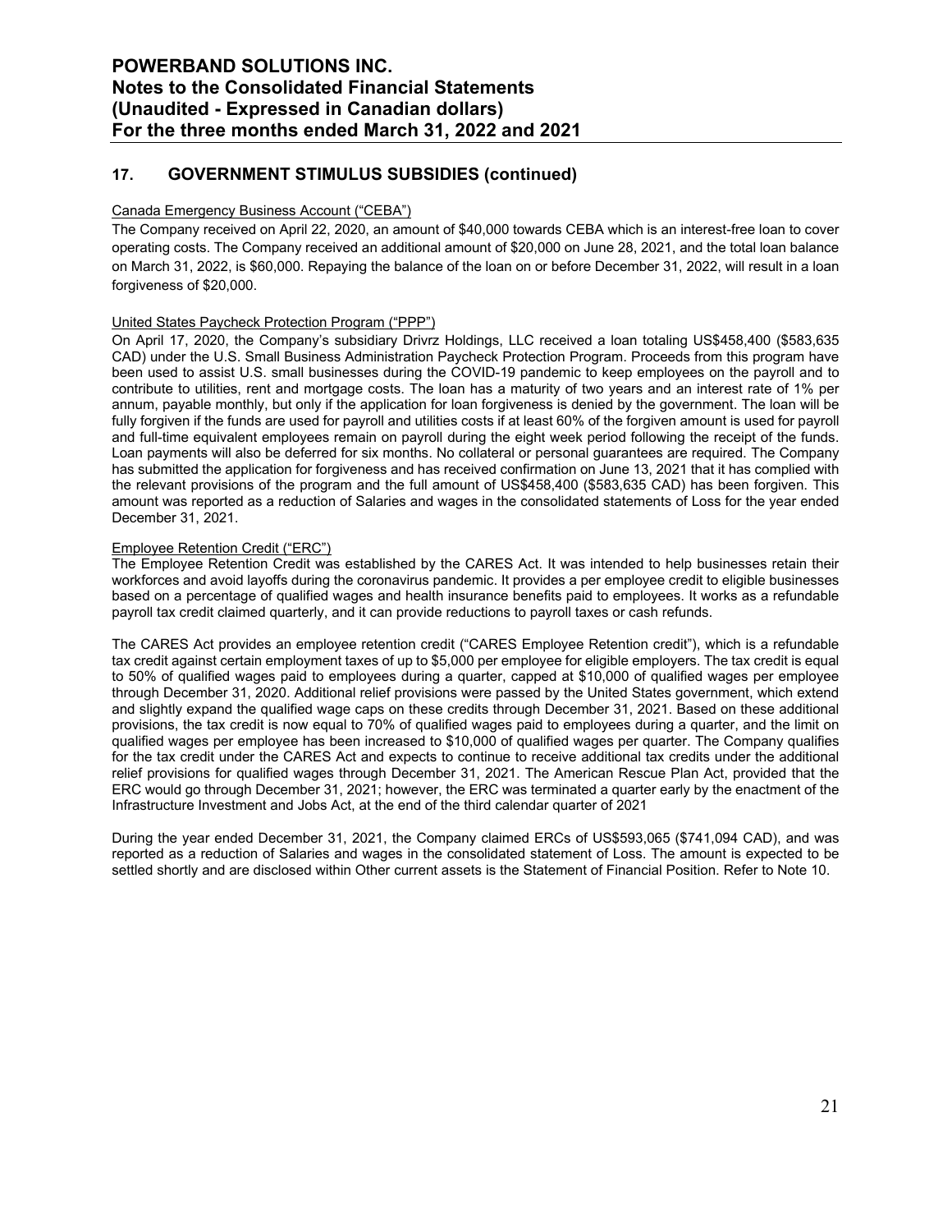## 17. GOVERNMENT STIMULUS SUBSIDIES (continued)

Canada Emergency Business Account ("CEBA")

The Company received on April 22, 2020, an amount of $40,000 towards CEBA which is an interest-free loan to cover operating costs. The Company received an additional amount of $20,000 on June 28, 2021, and the total loan balance on March 31, 2022, is $60,000. Repaying the balance of the loan on or before December 31, 2022, will result in a loan forgiveness of $20,000.

United States Paycheck Protection Program ("PPP")

On April 17, 2020, the Company's subsidiary Drivrz Holdings, LLC received a loan totaling US$458,400 ($583,635 CAD) under the U.S. Small Business Administration Paycheck Protection Program. Proceeds from this program have been used to assist U.S. small businesses during the COVID-19 pandemic to keep employees on the payroll and to contribute to utilities, rent and mortgage costs. The loan has a maturity of two years and an interest rate of 1% per annum, payable monthly, but only if the application for loan forgiveness is denied by the government. The loan will be fully forgiven if the funds are used for payroll and utilities costs if at least 60% of the forgiven amount is used for payroll and full-time equivalent employees remain on payroll during the eight week period following the receipt of the funds. Loan payments will also be deferred for six months. No collateral or personal guarantees are required. The Company has submitted the application for forgiveness and has received confirmation on June 13, 2021 that it has complied with the relevant provisions of the program and the full amount of US$458,400 ($583,635 CAD) has been forgiven. This amount was reported as a reduction of Salaries and wages in the consolidated statements of Loss for the year ended December 31, 2021.

Employee Retention Credit ("ERC")

The Employee Retention Credit was established by the CARES Act. It was intended to help businesses retain their workforces and avoid layoffs during the coronavirus pandemic. It provides a per employee credit to eligible businesses based on a percentage of qualified wages and health insurance benefits paid to employees. It works as a refundable payroll tax credit claimed quarterly, and it can provide reductions to payroll taxes or cash refunds.

The CARES Act provides an employee retention credit ("CARES Employee Retention credit"), which is a refundable tax credit against certain employment taxes of up to $5,000 per employee for eligible employers. The tax credit is equal to 50% of qualified wages paid to employees during a quarter, capped at $10,000 of qualified wages per employee through December 31, 2020. Additional relief provisions were passed by the United States government, which extend and slightly expand the qualified wage caps on these credits through December 31, 2021. Based on these additional provisions, the tax credit is now equal to 70% of qualified wages paid to employees during a quarter, and the limit on qualified wages per employee has been increased to $10,000 of qualified wages per quarter. The Company qualifies for the tax credit under the CARES Act and expects to continue to receive additional tax credits under the additional relief provisions for qualified wages through December 31, 2021. The American Rescue Plan Act, provided that the ERC would go through December 31, 2021; however, the ERC was terminated a quarter early by the enactment of the Infrastructure Investment and Jobs Act, at the end of the third calendar quarter of 2021

During the year ended December 31, 2021, the Company claimed ERCs of US$593,065 ($741,094 CAD), and was reported as a reduction of Salaries and wages in the consolidated statement of Loss. The amount is expected to be settled shortly and are disclosed within Other current assets is the Statement of Financial Position. Refer to Note 10.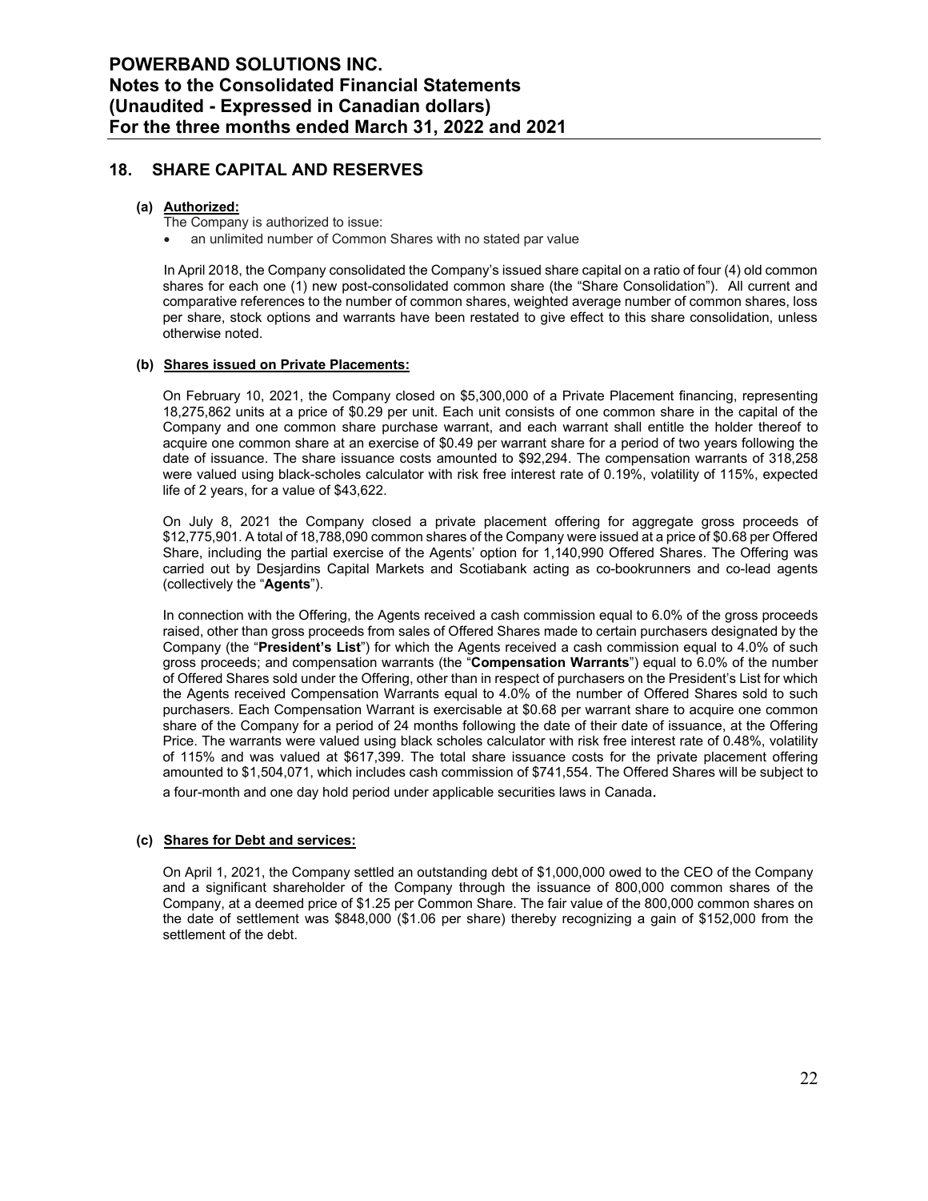## 18. SHARE CAPITAL AND RESERVES

**(a) Authorized:**

The Company is authorized to issue:

- an unlimited number of Common Shares with no stated par value

In April 2018, the Company consolidated the Company's issued share capital on a ratio of four (4) old common shares for each one (1) new post-consolidated common share (the "Share Consolidation"). All current and comparative references to the number of common shares, weighted average number of common shares, loss per share, stock options and warrants have been restated to give effect to this share consolidation, unless otherwise noted.

**(b) Shares issued on Private Placements:**

On February 10, 2021, the Company closed on $5,300,000 of a Private Placement financing, representing 18,275,862 units at a price of $0.29 per unit. Each unit consists of one common share in the capital of the Company and one common share purchase warrant, and each warrant shall entitle the holder thereof to acquire one common share at an exercise of $0.49 per warrant share for a period of two years following the date of issuance. The share issuance costs amounted to $92,294. The compensation warrants of 318,258 were valued using black-scholes calculator with risk free interest rate of 0.19%, volatility of 115%, expected life of 2 years, for a value of $43,622.

On July 8, 2021 the Company closed a private placement offering for aggregate gross proceeds of $12,775,901. A total of 18,788,090 common shares of the Company were issued at a price of $0.68 per Offered Share, including the partial exercise of the Agents' option for 1,140,990 Offered Shares. The Offering was carried out by Desjardins Capital Markets and Scotiabank acting as co-bookrunners and co-lead agents (collectively the "**Agents**").

In connection with the Offering, the Agents received a cash commission equal to 6.0% of the gross proceeds raised, other than gross proceeds from sales of Offered Shares made to certain purchasers designated by the Company (the "**President's List**") for which the Agents received a cash commission equal to 4.0% of such gross proceeds; and compensation warrants (the "**Compensation Warrants**") equal to 6.0% of the number of Offered Shares sold under the Offering, other than in respect of purchasers on the President's List for which the Agents received Compensation Warrants equal to 4.0% of the number of Offered Shares sold to such purchasers. Each Compensation Warrant is exercisable at $0.68 per warrant share to acquire one common share of the Company for a period of 24 months following the date of their date of issuance, at the Offering Price. The warrants were valued using black scholes calculator with risk free interest rate of 0.48%, volatility of 115% and was valued at $617,399. The total share issuance costs for the private placement offering amounted to $1,504,071, which includes cash commission of $741,554. The Offered Shares will be subject to a four-month and one day hold period under applicable securities laws in Canada.

**(c) Shares for Debt and services:**

On April 1, 2021, the Company settled an outstanding debt of $1,000,000 owed to the CEO of the Company and a significant shareholder of the Company through the issuance of 800,000 common shares of the Company, at a deemed price of $1.25 per Common Share. The fair value of the 800,000 common shares on the date of settlement was $848,000 ($1.06 per share) thereby recognizing a gain of $152,000 from the settlement of the debt.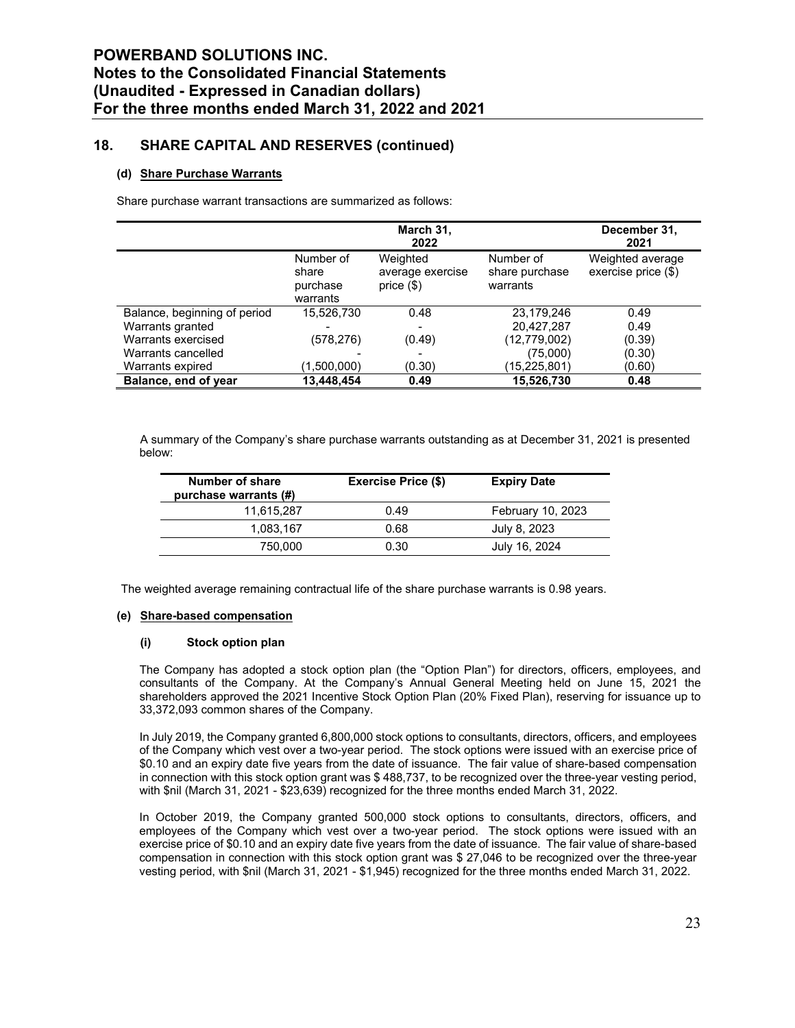# POWERBAND SOLUTIONS INC.
# Notes to the Consolidated Financial Statements
# (Unaudited - Expressed in Canadian dollars)
# For the three months ended March 31, 2022 and 2021

## 18. SHARE CAPITAL AND RESERVES (continued)

### (d) Share Purchase Warrants

Share purchase warrant transactions are summarized as follows:

| | March 31, 2022 | | December 31, 2021 | |
|---|---|---|---|---|
| | Number of share purchase warrants | Weighted average exercise price ($) | Number of share purchase warrants | Weighted average exercise price ($) |
| Balance, beginning of period | 15,526,730 | 0.48 | 23,179,246 | 0.49 |
| Warrants granted | - | - | 20,427,287 | 0.49 |
| Warrants exercised | (578,276) | (0.49) | (12,779,002) | (0.39) |
| Warrants cancelled | - | - | (75,000) | (0.30) |
| Warrants expired | (1,500,000) | (0.30) | (15,225,801) | (0.60) |
| **Balance, end of year** | **13,448,454** | **0.49** | **15,526,730** | **0.48** |

A summary of the Company's share purchase warrants outstanding as at December 31, 2021 is presented below:

| Number of share purchase warrants (#) | Exercise Price ($) | Expiry Date |
|---|---|---|
| 11,615,287 | 0.49 | February 10, 2023 |
| 1,083,167 | 0.68 | July 8, 2023 |
| 750,000 | 0.30 | July 16, 2024 |

The weighted average remaining contractual life of the share purchase warrants is 0.98 years.

### (e) Share-based compensation

#### (i) Stock option plan

The Company has adopted a stock option plan (the "Option Plan") for directors, officers, employees, and consultants of the Company. At the Company's Annual General Meeting held on June 15, 2021 the shareholders approved the 2021 Incentive Stock Option Plan (20% Fixed Plan), reserving for issuance up to 33,372,093 common shares of the Company.

In July 2019, the Company granted 6,800,000 stock options to consultants, directors, officers, and employees of the Company which vest over a two-year period. The stock options were issued with an exercise price of $0.10 and an expiry date five years from the date of issuance. The fair value of share-based compensation in connection with this stock option grant was $ 488,737, to be recognized over the three-year vesting period, with $nil (March 31, 2021 - $23,639) recognized for the three months ended March 31, 2022.

In October 2019, the Company granted 500,000 stock options to consultants, directors, officers, and employees of the Company which vest over a two-year period. The stock options were issued with an exercise price of $0.10 and an expiry date five years from the date of issuance. The fair value of share-based compensation in connection with this stock option grant was $ 27,046 to be recognized over the three-year vesting period, with $nil (March 31, 2021 - $1,945) recognized for the three months ended March 31, 2022.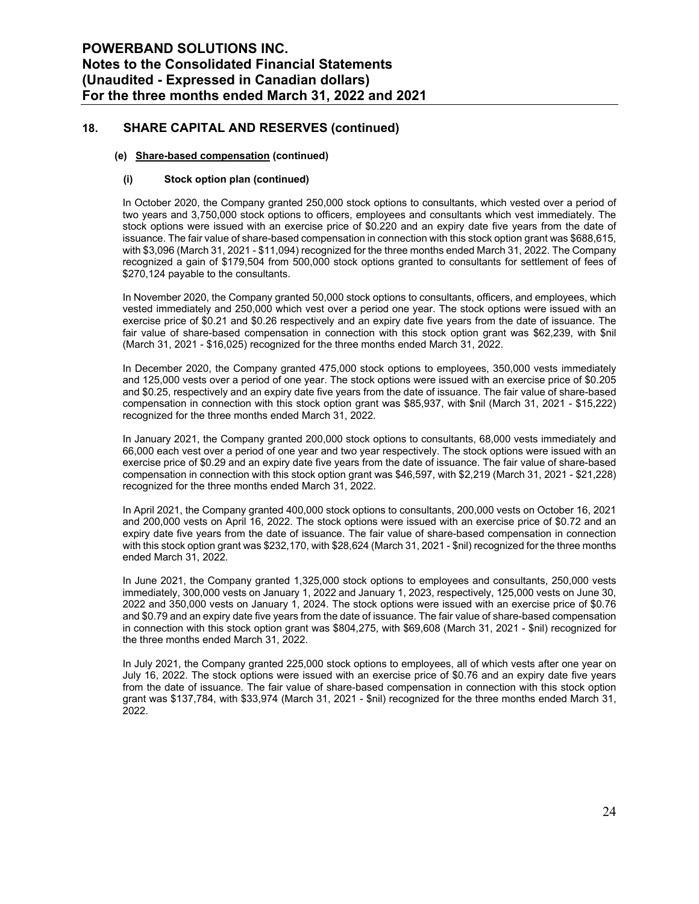## 18. SHARE CAPITAL AND RESERVES (continued)

### (e) Share-based compensation (continued)

#### (i) Stock option plan (continued)

In October 2020, the Company granted 250,000 stock options to consultants, which vested over a period of two years and 3,750,000 stock options to officers, employees and consultants which vest immediately. The stock options were issued with an exercise price of $0.220 and an expiry date five years from the date of issuance. The fair value of share-based compensation in connection with this stock option grant was $688,615, with $3,096 (March 31, 2021 - $11,094) recognized for the three months ended March 31, 2022. The Company recognized a gain of $179,504 from 500,000 stock options granted to consultants for settlement of fees of $270,124 payable to the consultants.

In November 2020, the Company granted 50,000 stock options to consultants, officers, and employees, which vested immediately and 250,000 which vest over a period one year. The stock options were issued with an exercise price of $0.21 and $0.26 respectively and an expiry date five years from the date of issuance. The fair value of share-based compensation in connection with this stock option grant was $62,239, with $nil (March 31, 2021 - $16,025) recognized for the three months ended March 31, 2022.

In December 2020, the Company granted 475,000 stock options to employees, 350,000 vests immediately and 125,000 vests over a period of one year. The stock options were issued with an exercise price of $0.205 and $0.25, respectively and an expiry date five years from the date of issuance. The fair value of share-based compensation in connection with this stock option grant was $85,937, with $nil (March 31, 2021 - $15,222) recognized for the three months ended March 31, 2022.

In January 2021, the Company granted 200,000 stock options to consultants, 68,000 vests immediately and 66,000 each vest over a period of one year and two year respectively. The stock options were issued with an exercise price of $0.29 and an expiry date five years from the date of issuance. The fair value of share-based compensation in connection with this stock option grant was $46,597, with $2,219 (March 31, 2021 - $21,228) recognized for the three months ended March 31, 2022.

In April 2021, the Company granted 400,000 stock options to consultants, 200,000 vests on October 16, 2021 and 200,000 vests on April 16, 2022. The stock options were issued with an exercise price of $0.72 and an expiry date five years from the date of issuance. The fair value of share-based compensation in connection with this stock option grant was $232,170, with $28,624 (March 31, 2021 - $nil) recognized for the three months ended March 31, 2022.

In June 2021, the Company granted 1,325,000 stock options to employees and consultants, 250,000 vests immediately, 300,000 vests on January 1, 2022 and January 1, 2023, respectively, 125,000 vests on June 30, 2022 and 350,000 vests on January 1, 2024. The stock options were issued with an exercise price of $0.76 and $0.79 and an expiry date five years from the date of issuance. The fair value of share-based compensation in connection with this stock option grant was $804,275, with $69,608 (March 31, 2021 - $nil) recognized for the three months ended March 31, 2022.

In July 2021, the Company granted 225,000 stock options to employees, all of which vests after one year on July 16, 2022. The stock options were issued with an exercise price of $0.76 and an expiry date five years from the date of issuance. The fair value of share-based compensation in connection with this stock option grant was $137,784, with $33,974 (March 31, 2021 - $nil) recognized for the three months ended March 31, 2022.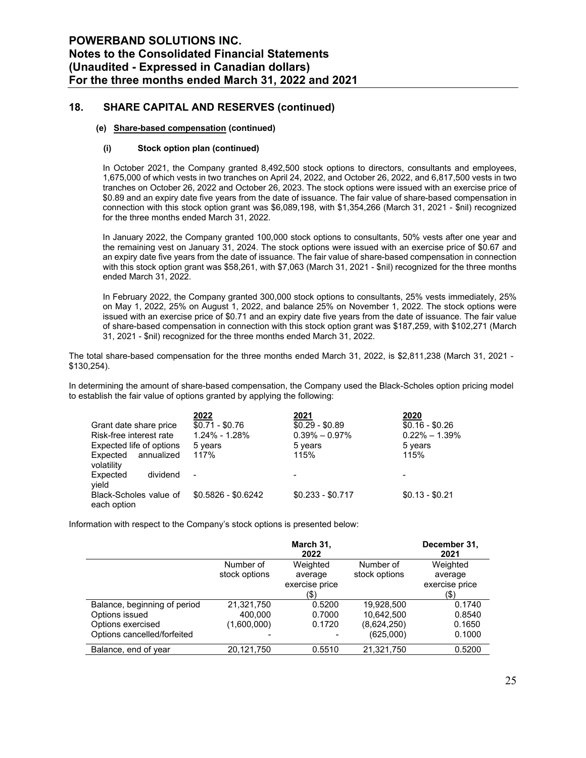## 18. SHARE CAPITAL AND RESERVES (continued)

### (e) Share-based compensation (continued)

#### (i) Stock option plan (continued)

In October 2021, the Company granted 8,492,500 stock options to directors, consultants and employees, 1,675,000 of which vests in two tranches on April 24, 2022, and October 26, 2022, and 6,817,500 vests in two tranches on October 26, 2022 and October 26, 2023. The stock options were issued with an exercise price of $0.89 and an expiry date five years from the date of issuance. The fair value of share-based compensation in connection with this stock option grant was $6,089,198, with $1,354,266 (March 31, 2021 - $nil) recognized for the three months ended March 31, 2022.

In January 2022, the Company granted 100,000 stock options to consultants, 50% vests after one year and the remaining vest on January 31, 2024. The stock options were issued with an exercise price of $0.67 and an expiry date five years from the date of issuance. The fair value of share-based compensation in connection with this stock option grant was $58,261, with $7,063 (March 31, 2021 - $nil) recognized for the three months ended March 31, 2022.

In February 2022, the Company granted 300,000 stock options to consultants, 25% vests immediately, 25% on May 1, 2022, 25% on August 1, 2022, and balance 25% on November 1, 2022. The stock options were issued with an exercise price of $0.71 and an expiry date five years from the date of issuance. The fair value of share-based compensation in connection with this stock option grant was $187,259, with $102,271 (March 31, 2021 - $nil) recognized for the three months ended March 31, 2022.

The total share-based compensation for the three months ended March 31, 2022, is $2,811,238 (March 31, 2021 - $130,254).

In determining the amount of share-based compensation, the Company used the Black-Scholes option pricing model to establish the fair value of options granted by applying the following:

| | 2022 | 2021 | 2020 |
|---|---|---|---|
| Grant date share price | $0.71 - $0.76 | $0.29 - $0.89 | $0.16 - $0.26 |
| Risk-free interest rate | 1.24% - 1.28% | 0.39% – 0.97% | 0.22% – 1.39% |
| Expected life of options | 5 years | 5 years | 5 years |
| Expected annualized volatility | 117% | 115% | 115% |
| Expected dividend yield | - | - | - |
| Black-Scholes value of each option | $0.5826 - $0.6242 | $0.233 - $0.717 | $0.13 - $0.21 |

Information with respect to the Company's stock options is presented below:

| | March 31, 2022 | | December 31, 2021 | |
|---|---|---|---|---|
| | Number of stock options | Weighted average exercise price ($) | Number of stock options | Weighted average exercise price ($) |
| Balance, beginning of period | 21,321,750 | 0.5200 | 19,928,500 | 0.1740 |
| Options issued | 400,000 | 0.7000 | 10,642,500 | 0.8540 |
| Options exercised | (1,600,000) | 0.1720 | (8,624,250) | 0.1650 |
| Options cancelled/forfeited | - | - | (625,000) | 0.1000 |
| Balance, end of year | 20,121,750 | 0.5510 | 21,321,750 | 0.5200 |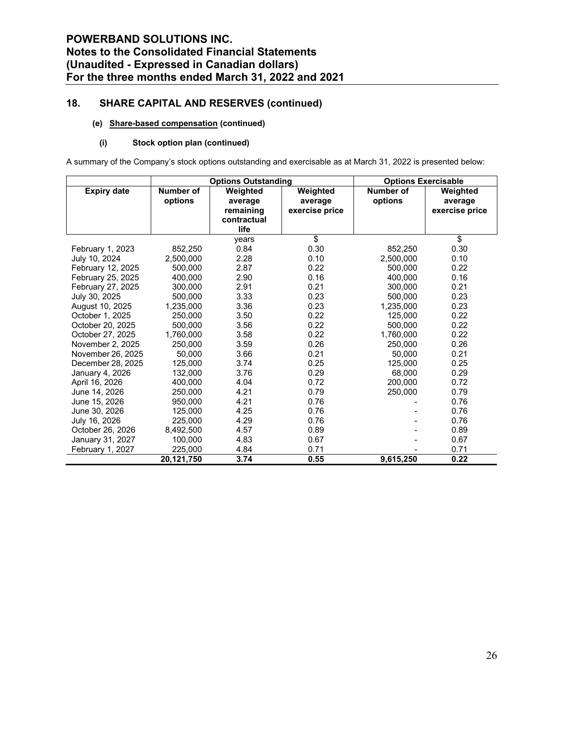## 18. SHARE CAPITAL AND RESERVES (continued)

### (e) Share-based compensation (continued)

#### (i) Stock option plan (continued)

A summary of the Company's stock options outstanding and exercisable as at March 31, 2022 is presented below:

| | Options Outstanding | | | Options Exercisable | |
|---|---|---|---|---|---|
| Expiry date | Number of options | Weighted average remaining contractual life | Weighted average exercise price | Number of options | Weighted average exercise price |
| | | years | $ | | $ |
| February 1, 2023 | 852,250 | 0.84 | 0.30 | 852,250 | 0.30 |
| July 10, 2024 | 2,500,000 | 2.28 | 0.10 | 2,500,000 | 0.10 |
| February 12, 2025 | 500,000 | 2.87 | 0.22 | 500,000 | 0.22 |
| February 25, 2025 | 400,000 | 2.90 | 0.16 | 400,000 | 0.16 |
| February 27, 2025 | 300,000 | 2.91 | 0.21 | 300,000 | 0.21 |
| July 30, 2025 | 500,000 | 3.33 | 0.23 | 500,000 | 0.23 |
| August 10, 2025 | 1,235,000 | 3.36 | 0.23 | 1,235,000 | 0.23 |
| October 1, 2025 | 250,000 | 3.50 | 0.22 | 125,000 | 0.22 |
| October 20, 2025 | 500,000 | 3.56 | 0.22 | 500,000 | 0.22 |
| October 27, 2025 | 1,760,000 | 3.58 | 0.22 | 1,760,000 | 0.22 |
| November 2, 2025 | 250,000 | 3.59 | 0.26 | 250,000 | 0.26 |
| November 26, 2025 | 50,000 | 3.66 | 0.21 | 50,000 | 0.21 |
| December 28, 2025 | 125,000 | 3.74 | 0.25 | 125,000 | 0.25 |
| January 4, 2026 | 132,000 | 3.76 | 0.29 | 68,000 | 0.29 |
| April 16, 2026 | 400,000 | 4.04 | 0.72 | 200,000 | 0.72 |
| June 14, 2026 | 250,000 | 4.21 | 0.79 | 250,000 | 0.79 |
| June 15, 2026 | 950,000 | 4.21 | 0.76 | - | 0.76 |
| June 30, 2026 | 125,000 | 4.25 | 0.76 | - | 0.76 |
| July 16, 2026 | 225,000 | 4.29 | 0.76 | - | 0.76 |
| October 26, 2026 | 8,492,500 | 4.57 | 0.89 | - | 0.89 |
| January 31, 2027 | 100,000 | 4.83 | 0.67 | - | 0.67 |
| February 1, 2027 | 225,000 | 4.84 | 0.71 | - | 0.71 |
| | **20,121,750** | **3.74** | **0.55** | **9,615,250** | **0.22** |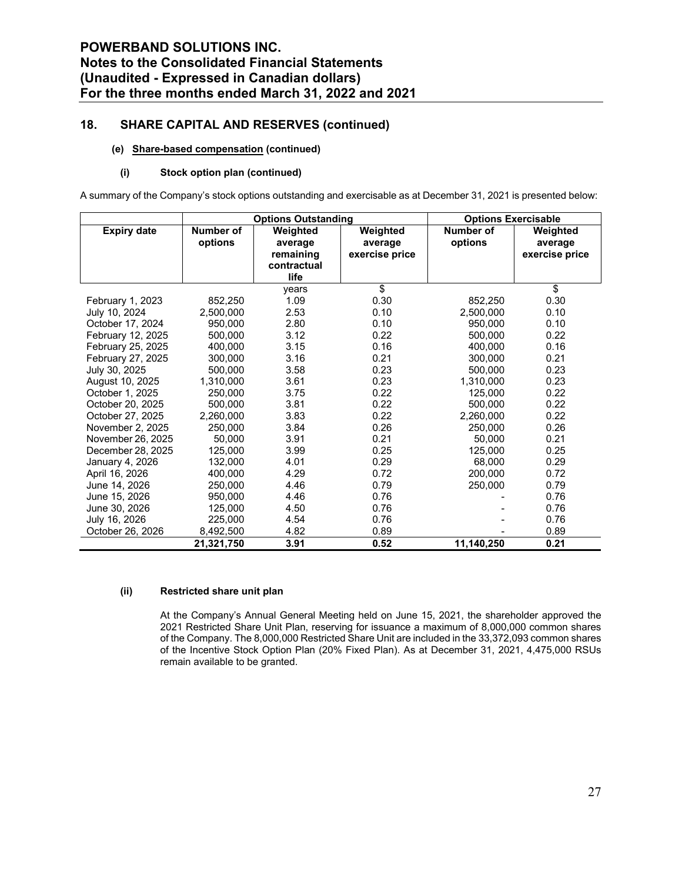## 18. SHARE CAPITAL AND RESERVES (continued)

### (e) Share-based compensation (continued)

#### (i) Stock option plan (continued)

A summary of the Company's stock options outstanding and exercisable as at December 31, 2021 is presented below:

| | Options Outstanding | | | Options Exercisable | |
|---|---|---|---|---|---|
| **Expiry date** | **Number of options** | **Weighted average remaining contractual life** | **Weighted average exercise price** | **Number of options** | **Weighted average exercise price** |
| | | years | $ | | $ |
| February 1, 2023 | 852,250 | 1.09 | 0.30 | 852,250 | 0.30 |
| July 10, 2024 | 2,500,000 | 2.53 | 0.10 | 2,500,000 | 0.10 |
| October 17, 2024 | 950,000 | 2.80 | 0.10 | 950,000 | 0.10 |
| February 12, 2025 | 500,000 | 3.12 | 0.22 | 500,000 | 0.22 |
| February 25, 2025 | 400,000 | 3.15 | 0.16 | 400,000 | 0.16 |
| February 27, 2025 | 300,000 | 3.16 | 0.21 | 300,000 | 0.21 |
| July 30, 2025 | 500,000 | 3.58 | 0.23 | 500,000 | 0.23 |
| August 10, 2025 | 1,310,000 | 3.61 | 0.23 | 1,310,000 | 0.23 |
| October 1, 2025 | 250,000 | 3.75 | 0.22 | 125,000 | 0.22 |
| October 20, 2025 | 500,000 | 3.81 | 0.22 | 500,000 | 0.22 |
| October 27, 2025 | 2,260,000 | 3.83 | 0.22 | 2,260,000 | 0.22 |
| November 2, 2025 | 250,000 | 3.84 | 0.26 | 250,000 | 0.26 |
| November 26, 2025 | 50,000 | 3.91 | 0.21 | 50,000 | 0.21 |
| December 28, 2025 | 125,000 | 3.99 | 0.25 | 125,000 | 0.25 |
| January 4, 2026 | 132,000 | 4.01 | 0.29 | 68,000 | 0.29 |
| April 16, 2026 | 400,000 | 4.29 | 0.72 | 200,000 | 0.72 |
| June 14, 2026 | 250,000 | 4.46 | 0.79 | 250,000 | 0.79 |
| June 15, 2026 | 950,000 | 4.46 | 0.76 | - | 0.76 |
| June 30, 2026 | 125,000 | 4.50 | 0.76 | - | 0.76 |
| July 16, 2026 | 225,000 | 4.54 | 0.76 | - | 0.76 |
| October 26, 2026 | 8,492,500 | 4.82 | 0.89 | - | 0.89 |
| | **21,321,750** | **3.91** | **0.52** | **11,140,250** | **0.21** |

#### (ii) Restricted share unit plan

At the Company's Annual General Meeting held on June 15, 2021, the shareholder approved the 2021 Restricted Share Unit Plan, reserving for issuance a maximum of 8,000,000 common shares of the Company. The 8,000,000 Restricted Share Unit are included in the 33,372,093 common shares of the Incentive Stock Option Plan (20% Fixed Plan). As at December 31, 2021, 4,475,000 RSUs remain available to be granted.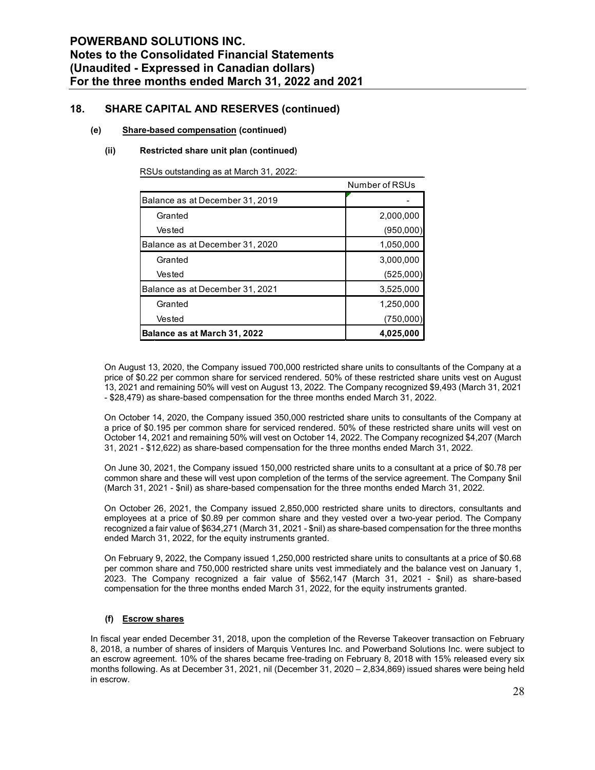## 18. SHARE CAPITAL AND RESERVES (continued)

### (e) Share-based compensation (continued)

#### (ii) Restricted share unit plan (continued)

RSUs outstanding as at March 31, 2022:

| | Number of RSUs |
|---|---|
| Balance as at December 31, 2019 | - |
| Granted | 2,000,000 |
| Vested | (950,000) |
| Balance as at December 31, 2020 | 1,050,000 |
| Granted | 3,000,000 |
| Vested | (525,000) |
| Balance as at December 31, 2021 | 3,525,000 |
| Granted | 1,250,000 |
| Vested | (750,000) |
| **Balance as at March 31, 2022** | **4,025,000** |

On August 13, 2020, the Company issued 700,000 restricted share units to consultants of the Company at a price of $0.22 per common share for serviced rendered. 50% of these restricted share units vest on August 13, 2021 and remaining 50% will vest on August 13, 2022. The Company recognized $9,493 (March 31, 2021 - $28,479) as share-based compensation for the three months ended March 31, 2022.

On October 14, 2020, the Company issued 350,000 restricted share units to consultants of the Company at a price of $0.195 per common share for serviced rendered. 50% of these restricted share units will vest on October 14, 2021 and remaining 50% will vest on October 14, 2022. The Company recognized $4,207 (March 31, 2021 - $12,622) as share-based compensation for the three months ended March 31, 2022.

On June 30, 2021, the Company issued 150,000 restricted share units to a consultant at a price of $0.78 per common share and these will vest upon completion of the terms of the service agreement. The Company $nil (March 31, 2021 - $nil) as share-based compensation for the three months ended March 31, 2022.

On October 26, 2021, the Company issued 2,850,000 restricted share units to directors, consultants and employees at a price of $0.89 per common share and they vested over a two-year period. The Company recognized a fair value of $634,271 (March 31, 2021 - $nil) as share-based compensation for the three months ended March 31, 2022, for the equity instruments granted.

On February 9, 2022, the Company issued 1,250,000 restricted share units to consultants at a price of $0.68 per common share and 750,000 restricted share units vest immediately and the balance vest on January 1, 2023. The Company recognized a fair value of $562,147 (March 31, 2021 - $nil) as share-based compensation for the three months ended March 31, 2022, for the equity instruments granted.

### (f) Escrow shares

In fiscal year ended December 31, 2018, upon the completion of the Reverse Takeover transaction on February 8, 2018, a number of shares of insiders of Marquis Ventures Inc. and Powerband Solutions Inc. were subject to an escrow agreement. 10% of the shares became free-trading on February 8, 2018 with 15% released every six months following. As at December 31, 2021, nil (December 31, 2020 – 2,834,869) issued shares were being held in escrow.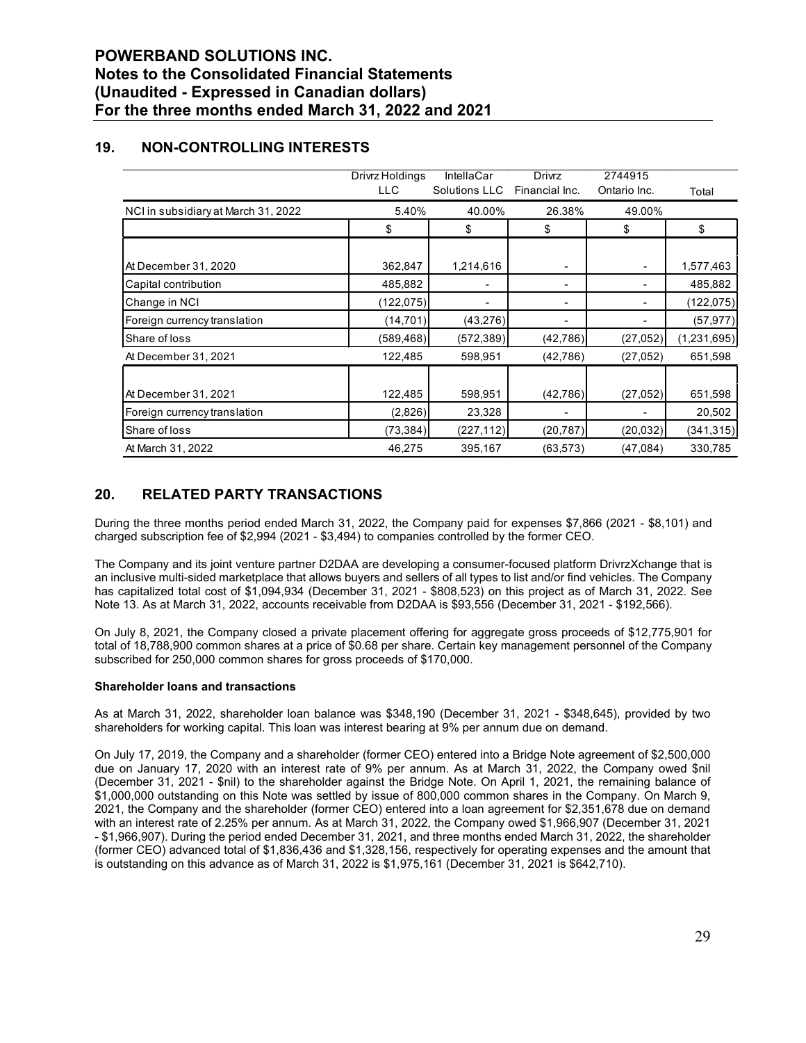## 19. NON-CONTROLLING INTERESTS

| | Drivrz Holdings LLC | IntellaCar Solutions LLC | Drivrz Financial Inc. | 2744915 Ontario Inc. | Total |
|---|---|---|---|---|---|
| NCI in subsidiary at March 31, 2022 | 5.40% | 40.00% | 26.38% | 49.00% | |
| | $ | $ | $ | $ | $ |
| At December 31, 2020 | 362,847 | 1,214,616 | - | - | 1,577,463 |
| Capital contribution | 485,882 | - | - | - | 485,882 |
| Change in NCI | (122,075) | - | - | - | (122,075) |
| Foreign currency translation | (14,701) | (43,276) | - | - | (57,977) |
| Share of loss | (589,468) | (572,389) | (42,786) | (27,052) | (1,231,695) |
| At December 31, 2021 | 122,485 | 598,951 | (42,786) | (27,052) | 651,598 |
| At December 31, 2021 | 122,485 | 598,951 | (42,786) | (27,052) | 651,598 |
| Foreign currency translation | (2,826) | 23,328 | - | - | 20,502 |
| Share of loss | (73,384) | (227,112) | (20,787) | (20,032) | (341,315) |
| At March 31, 2022 | 46,275 | 395,167 | (63,573) | (47,084) | 330,785 |

## 20. RELATED PARTY TRANSACTIONS

During the three months period ended March 31, 2022, the Company paid for expenses $7,866 (2021 - $8,101) and charged subscription fee of $2,994 (2021 - $3,494) to companies controlled by the former CEO.

The Company and its joint venture partner D2DAA are developing a consumer-focused platform DrivrzXchange that is an inclusive multi-sided marketplace that allows buyers and sellers of all types to list and/or find vehicles. The Company has capitalized total cost of $1,094,934 (December 31, 2021 - $808,523) on this project as of March 31, 2022. See Note 13. As at March 31, 2022, accounts receivable from D2DAA is $93,556 (December 31, 2021 - $192,566).

On July 8, 2021, the Company closed a private placement offering for aggregate gross proceeds of $12,775,901 for total of 18,788,900 common shares at a price of $0.68 per share. Certain key management personnel of the Company subscribed for 250,000 common shares for gross proceeds of $170,000.

**Shareholder loans and transactions**

As at March 31, 2022, shareholder loan balance was $348,190 (December 31, 2021 - $348,645), provided by two shareholders for working capital. This loan was interest bearing at 9% per annum due on demand.

On July 17, 2019, the Company and a shareholder (former CEO) entered into a Bridge Note agreement of $2,500,000 due on January 17, 2020 with an interest rate of 9% per annum. As at March 31, 2022, the Company owed $nil (December 31, 2021 - $nil) to the shareholder against the Bridge Note. On April 1, 2021, the remaining balance of $1,000,000 outstanding on this Note was settled by issue of 800,000 common shares in the Company. On March 9, 2021, the Company and the shareholder (former CEO) entered into a loan agreement for $2,351,678 due on demand with an interest rate of 2.25% per annum. As at March 31, 2022, the Company owed $1,966,907 (December 31, 2021 - $1,966,907). During the period ended December 31, 2021, and three months ended March 31, 2022, the shareholder (former CEO) advanced total of $1,836,436 and $1,328,156, respectively for operating expenses and the amount that is outstanding on this advance as of March 31, 2022 is $1,975,161 (December 31, 2021 is $642,710).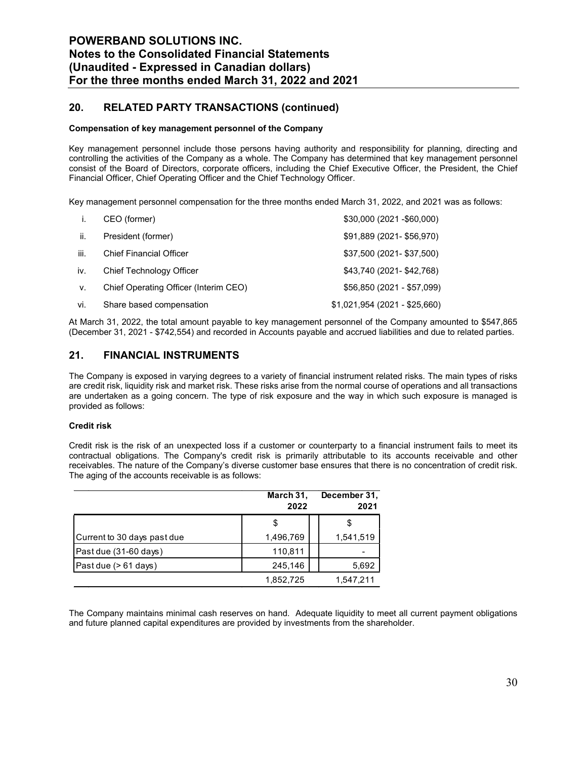## 20. RELATED PARTY TRANSACTIONS (continued)

**Compensation of key management personnel of the Company**

Key management personnel include those persons having authority and responsibility for planning, directing and controlling the activities of the Company as a whole. The Company has determined that key management personnel consist of the Board of Directors, corporate officers, including the Chief Executive Officer, the President, the Chief Financial Officer, Chief Operating Officer and the Chief Technology Officer.

Key management personnel compensation for the three months ended March 31, 2022, and 2021 was as follows:

| | | |
|---|---|---|
| i. | CEO (former) | \$30,000 (2021 -\$60,000) |
| ii. | President (former) | \$91,889 (2021- \$56,970) |
| iii. | Chief Financial Officer | \$37,500 (2021- \$37,500) |
| iv. | Chief Technology Officer | \$43,740 (2021- \$42,768) |
| v. | Chief Operating Officer (Interim CEO) | \$56,850 (2021 - \$57,099) |
| vi. | Share based compensation | \$1,021,954 (2021 - \$25,660) |

At March 31, 2022, the total amount payable to key management personnel of the Company amounted to \$547,865 (December 31, 2021 - \$742,554) and recorded in Accounts payable and accrued liabilities and due to related parties.

## 21. FINANCIAL INSTRUMENTS

The Company is exposed in varying degrees to a variety of financial instrument related risks. The main types of risks are credit risk, liquidity risk and market risk. These risks arise from the normal course of operations and all transactions are undertaken as a going concern. The type of risk exposure and the way in which such exposure is managed is provided as follows:

**Credit risk**

Credit risk is the risk of an unexpected loss if a customer or counterparty to a financial instrument fails to meet its contractual obligations. The Company's credit risk is primarily attributable to its accounts receivable and other receivables. The nature of the Company's diverse customer base ensures that there is no concentration of credit risk. The aging of the accounts receivable is as follows:

| | March 31, 2022 | December 31, 2021 |
|---|---|---|
| | \$ | \$ |
| Current to 30 days past due | 1,496,769 | 1,541,519 |
| Past due (31-60 days) | 110,811 | - |
| Past due (> 61 days) | 245,146 | 5,692 |
| | 1,852,725 | 1,547,211 |

The Company maintains minimal cash reserves on hand. Adequate liquidity to meet all current payment obligations and future planned capital expenditures are provided by investments from the shareholder.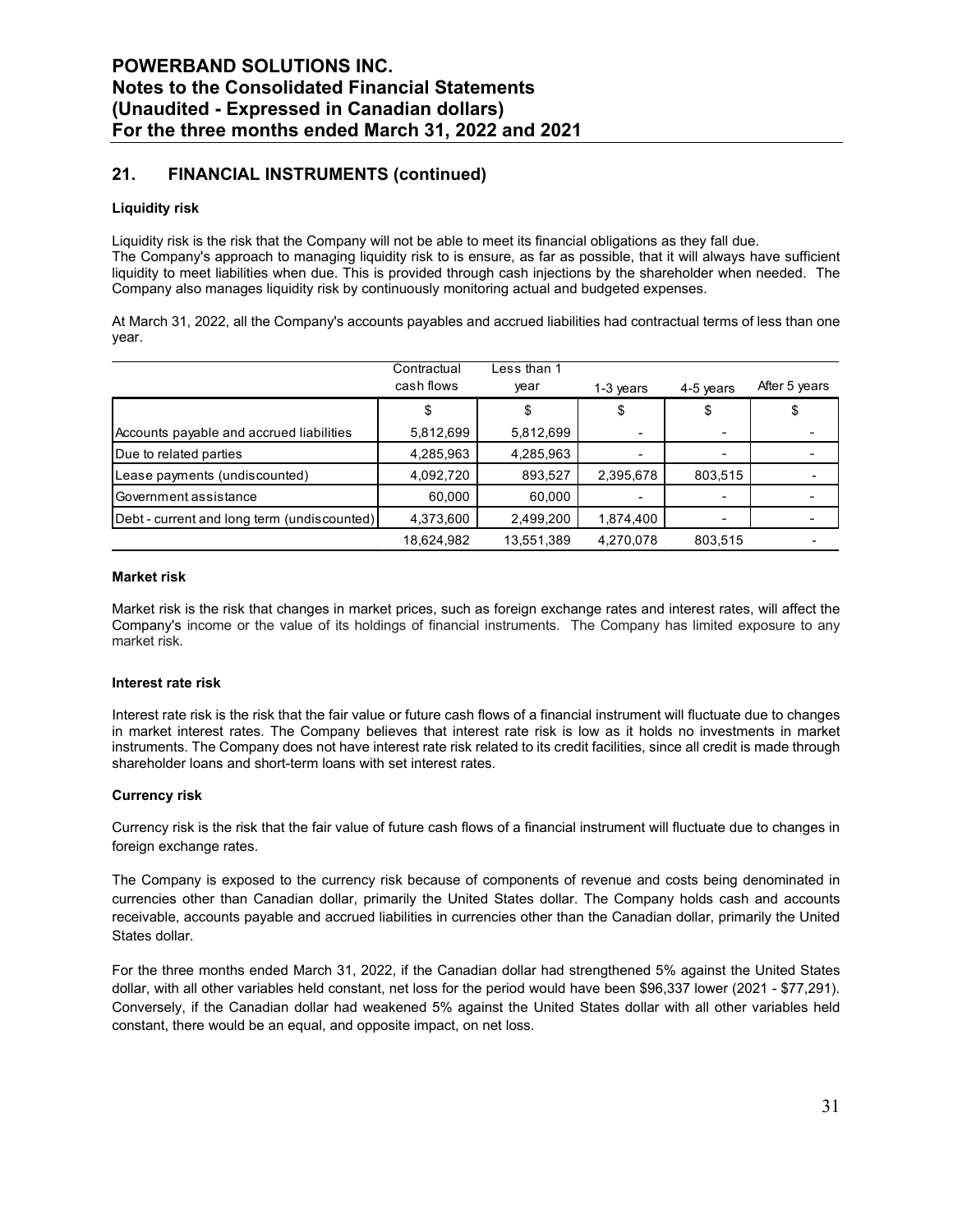## 21. FINANCIAL INSTRUMENTS (continued)

**Liquidity risk**

Liquidity risk is the risk that the Company will not be able to meet its financial obligations as they fall due. The Company's approach to managing liquidity risk to is ensure, as far as possible, that it will always have sufficient liquidity to meet liabilities when due. This is provided through cash injections by the shareholder when needed. The Company also manages liquidity risk by continuously monitoring actual and budgeted expenses.

At March 31, 2022, all the Company's accounts payables and accrued liabilities had contractual terms of less than one year.

| | Contractual cash flows | Less than 1 year | 1-3 years | 4-5 years | After 5 years |
|---|---|---|---|---|---|
| | $ | $ | $ | $ | $ |
| Accounts payable and accrued liabilities | 5,812,699 | 5,812,699 | - | - | - |
| Due to related parties | 4,285,963 | 4,285,963 | - | - | - |
| Lease payments (undiscounted) | 4,092,720 | 893,527 | 2,395,678 | 803,515 | - |
| Government assistance | 60,000 | 60,000 | - | - | - |
| Debt - current and long term (undiscounted) | 4,373,600 | 2,499,200 | 1,874,400 | - | - |
| | 18,624,982 | 13,551,389 | 4,270,078 | 803,515 | - |

**Market risk**

Market risk is the risk that changes in market prices, such as foreign exchange rates and interest rates, will affect the Company's income or the value of its holdings of financial instruments. The Company has limited exposure to any market risk.

**Interest rate risk**

Interest rate risk is the risk that the fair value or future cash flows of a financial instrument will fluctuate due to changes in market interest rates. The Company believes that interest rate risk is low as it holds no investments in market instruments. The Company does not have interest rate risk related to its credit facilities, since all credit is made through shareholder loans and short-term loans with set interest rates.

**Currency risk**

Currency risk is the risk that the fair value of future cash flows of a financial instrument will fluctuate due to changes in foreign exchange rates.

The Company is exposed to the currency risk because of components of revenue and costs being denominated in currencies other than Canadian dollar, primarily the United States dollar. The Company holds cash and accounts receivable, accounts payable and accrued liabilities in currencies other than the Canadian dollar, primarily the United States dollar.

For the three months ended March 31, 2022, if the Canadian dollar had strengthened 5% against the United States dollar, with all other variables held constant, net loss for the period would have been $96,337 lower (2021 - $77,291). Conversely, if the Canadian dollar had weakened 5% against the United States dollar with all other variables held constant, there would be an equal, and opposite impact, on net loss.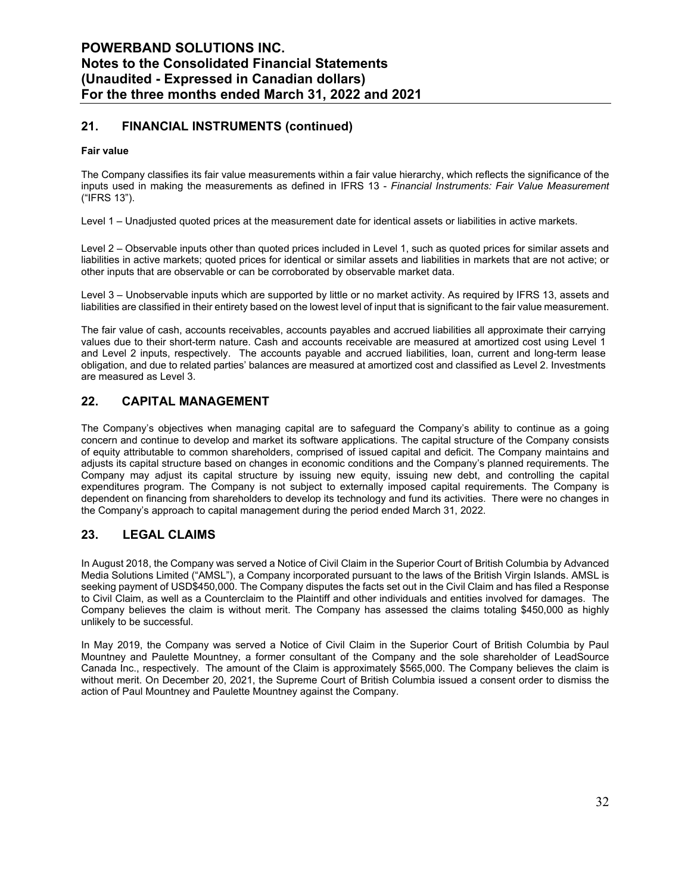## 21. FINANCIAL INSTRUMENTS (continued)

**Fair value**

The Company classifies its fair value measurements within a fair value hierarchy, which reflects the significance of the inputs used in making the measurements as defined in IFRS 13 - *Financial Instruments: Fair Value Measurement* ("IFRS 13").

Level 1 – Unadjusted quoted prices at the measurement date for identical assets or liabilities in active markets.

Level 2 – Observable inputs other than quoted prices included in Level 1, such as quoted prices for similar assets and liabilities in active markets; quoted prices for identical or similar assets and liabilities in markets that are not active; or other inputs that are observable or can be corroborated by observable market data.

Level 3 – Unobservable inputs which are supported by little or no market activity. As required by IFRS 13, assets and liabilities are classified in their entirety based on the lowest level of input that is significant to the fair value measurement.

The fair value of cash, accounts receivables, accounts payables and accrued liabilities all approximate their carrying values due to their short-term nature. Cash and accounts receivable are measured at amortized cost using Level 1 and Level 2 inputs, respectively. The accounts payable and accrued liabilities, loan, current and long-term lease obligation, and due to related parties' balances are measured at amortized cost and classified as Level 2. Investments are measured as Level 3.

## 22. CAPITAL MANAGEMENT

The Company's objectives when managing capital are to safeguard the Company's ability to continue as a going concern and continue to develop and market its software applications. The capital structure of the Company consists of equity attributable to common shareholders, comprised of issued capital and deficit. The Company maintains and adjusts its capital structure based on changes in economic conditions and the Company's planned requirements. The Company may adjust its capital structure by issuing new equity, issuing new debt, and controlling the capital expenditures program. The Company is not subject to externally imposed capital requirements. The Company is dependent on financing from shareholders to develop its technology and fund its activities. There were no changes in the Company's approach to capital management during the period ended March 31, 2022.

## 23. LEGAL CLAIMS

In August 2018, the Company was served a Notice of Civil Claim in the Superior Court of British Columbia by Advanced Media Solutions Limited ("AMSL"), a Company incorporated pursuant to the laws of the British Virgin Islands. AMSL is seeking payment of USD$450,000. The Company disputes the facts set out in the Civil Claim and has filed a Response to Civil Claim, as well as a Counterclaim to the Plaintiff and other individuals and entities involved for damages. The Company believes the claim is without merit. The Company has assessed the claims totaling $450,000 as highly unlikely to be successful.

In May 2019, the Company was served a Notice of Civil Claim in the Superior Court of British Columbia by Paul Mountney and Paulette Mountney, a former consultant of the Company and the sole shareholder of LeadSource Canada Inc., respectively. The amount of the Claim is approximately $565,000. The Company believes the claim is without merit. On December 20, 2021, the Supreme Court of British Columbia issued a consent order to dismiss the action of Paul Mountney and Paulette Mountney against the Company.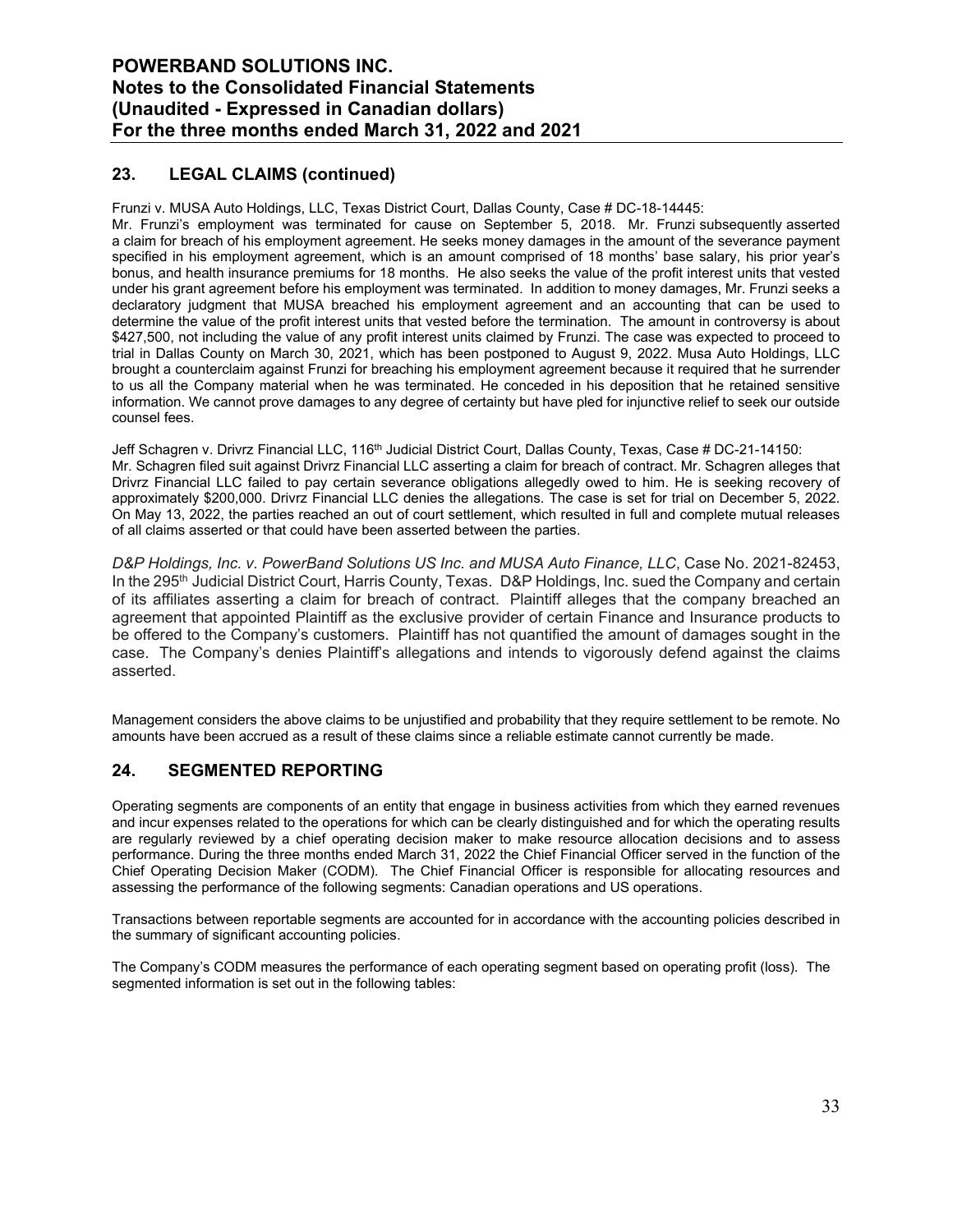## 23. LEGAL CLAIMS (continued)

Frunzi v. MUSA Auto Holdings, LLC, Texas District Court, Dallas County, Case # DC-18-14445:
Mr. Frunzi's employment was terminated for cause on September 5, 2018. Mr. Frunzi subsequently asserted a claim for breach of his employment agreement. He seeks money damages in the amount of the severance payment specified in his employment agreement, which is an amount comprised of 18 months' base salary, his prior year's bonus, and health insurance premiums for 18 months. He also seeks the value of the profit interest units that vested under his grant agreement before his employment was terminated. In addition to money damages, Mr. Frunzi seeks a declaratory judgment that MUSA breached his employment agreement and an accounting that can be used to determine the value of the profit interest units that vested before the termination. The amount in controversy is about $427,500, not including the value of any profit interest units claimed by Frunzi. The case was expected to proceed to trial in Dallas County on March 30, 2021, which has been postponed to August 9, 2022. Musa Auto Holdings, LLC brought a counterclaim against Frunzi for breaching his employment agreement because it required that he surrender to us all the Company material when he was terminated. He conceded in his deposition that he retained sensitive information. We cannot prove damages to any degree of certainty but have pled for injunctive relief to seek our outside counsel fees.

Jeff Schagren v. Drivrz Financial LLC, 116th Judicial District Court, Dallas County, Texas, Case # DC-21-14150:
Mr. Schagren filed suit against Drivrz Financial LLC asserting a claim for breach of contract. Mr. Schagren alleges that Drivrz Financial LLC failed to pay certain severance obligations allegedly owed to him. He is seeking recovery of approximately $200,000. Drivrz Financial LLC denies the allegations. The case is set for trial on December 5, 2022. On May 13, 2022, the parties reached an out of court settlement, which resulted in full and complete mutual releases of all claims asserted or that could have been asserted between the parties.

*D&P Holdings, Inc. v. PowerBand Solutions US Inc. and MUSA Auto Finance, LLC*, Case No. 2021-82453, In the 295th Judicial District Court, Harris County, Texas. D&P Holdings, Inc. sued the Company and certain of its affiliates asserting a claim for breach of contract. Plaintiff alleges that the company breached an agreement that appointed Plaintiff as the exclusive provider of certain Finance and Insurance products to be offered to the Company's customers. Plaintiff has not quantified the amount of damages sought in the case. The Company's denies Plaintiff's allegations and intends to vigorously defend against the claims asserted.

Management considers the above claims to be unjustified and probability that they require settlement to be remote. No amounts have been accrued as a result of these claims since a reliable estimate cannot currently be made.

## 24. SEGMENTED REPORTING

Operating segments are components of an entity that engage in business activities from which they earned revenues and incur expenses related to the operations for which can be clearly distinguished and for which the operating results are regularly reviewed by a chief operating decision maker to make resource allocation decisions and to assess performance. During the three months ended March 31, 2022 the Chief Financial Officer served in the function of the Chief Operating Decision Maker (CODM). The Chief Financial Officer is responsible for allocating resources and assessing the performance of the following segments: Canadian operations and US operations.

Transactions between reportable segments are accounted for in accordance with the accounting policies described in the summary of significant accounting policies.

The Company's CODM measures the performance of each operating segment based on operating profit (loss). The segmented information is set out in the following tables: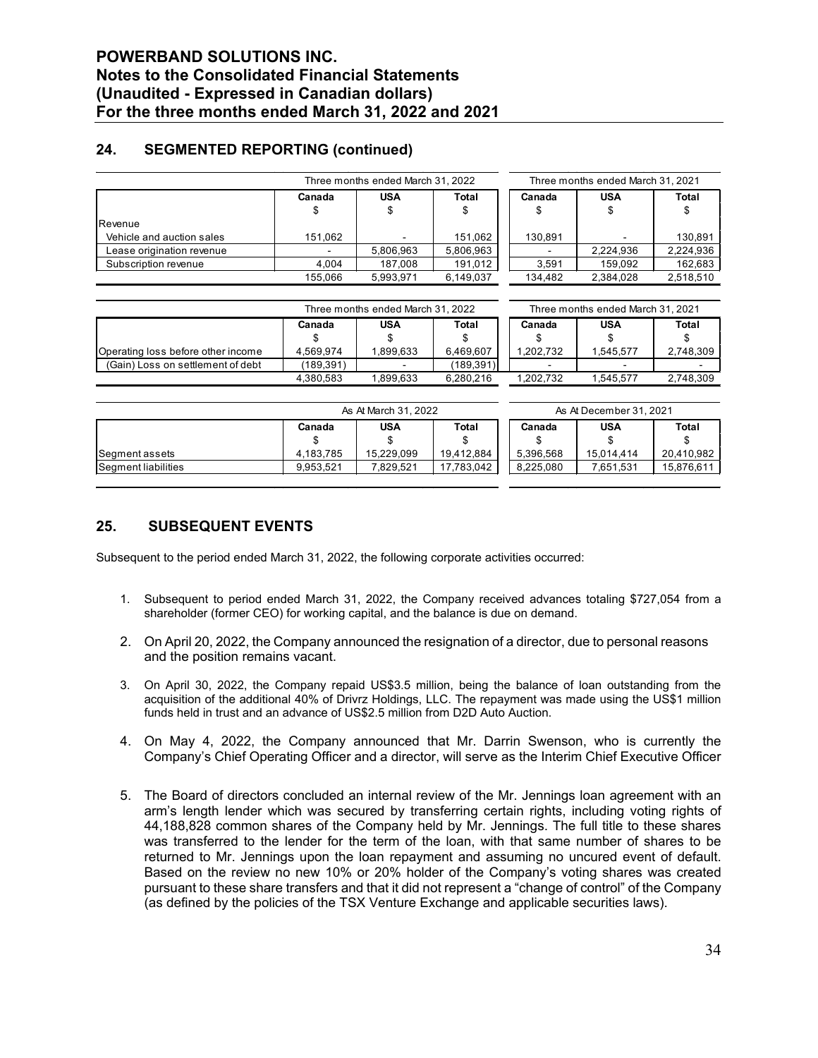## 24. SEGMENTED REPORTING (continued)

| | Three months ended March 31, 2022 | | | Three months ended March 31, 2021 | | |
|---|---|---|---|---|---|---|
| | Canada | USA | Total | Canada | USA | Total |
| | $ | $ | $ | $ | $ | $ |
| Revenue | | | | | | |
| Vehicle and auction sales | 151,062 | - | 151,062 | 130,891 | - | 130,891 |
| Lease origination revenue | - | 5,806,963 | 5,806,963 | - | 2,224,936 | 2,224,936 |
| Subscription revenue | 4,004 | 187,008 | 191,012 | 3,591 | 159,092 | 162,683 |
| | 155,066 | 5,993,971 | 6,149,037 | 134,482 | 2,384,028 | 2,518,510 |

| | Three months ended March 31, 2022 | | | Three months ended March 31, 2021 | | |
|---|---|---|---|---|---|---|
| | Canada | USA | Total | Canada | USA | Total |
| | $ | $ | $ | $ | $ | $ |
| Operating loss before other income | 4,569,974 | 1,899,633 | 6,469,607 | 1,202,732 | 1,545,577 | 2,748,309 |
| (Gain) Loss on settlement of debt | (189,391) | - | (189,391) | - | - | - |
| | 4,380,583 | 1,899,633 | 6,280,216 | 1,202,732 | 1,545,577 | 2,748,309 |

| | As At March 31, 2022 | | | As At December 31, 2021 | | |
|---|---|---|---|---|---|---|
| | Canada | USA | Total | Canada | USA | Total |
| | $ | $ | $ | $ | $ | $ |
| Segment assets | 4,183,785 | 15,229,099 | 19,412,884 | 5,396,568 | 15,014,414 | 20,410,982 |
| Segment liabilities | 9,953,521 | 7,829,521 | 17,783,042 | 8,225,080 | 7,651,531 | 15,876,611 |

## 25. SUBSEQUENT EVENTS

Subsequent to the period ended March 31, 2022, the following corporate activities occurred:

1. Subsequent to period ended March 31, 2022, the Company received advances totaling $727,054 from a shareholder (former CEO) for working capital, and the balance is due on demand.
2. On April 20, 2022, the Company announced the resignation of a director, due to personal reasons and the position remains vacant.
3. On April 30, 2022, the Company repaid US$3.5 million, being the balance of loan outstanding from the acquisition of the additional 40% of Drivrz Holdings, LLC. The repayment was made using the US$1 million funds held in trust and an advance of US$2.5 million from D2D Auto Auction.
4. On May 4, 2022, the Company announced that Mr. Darrin Swenson, who is currently the Company's Chief Operating Officer and a director, will serve as the Interim Chief Executive Officer
5. The Board of directors concluded an internal review of the Mr. Jennings loan agreement with an arm's length lender which was secured by transferring certain rights, including voting rights of 44,188,828 common shares of the Company held by Mr. Jennings. The full title to these shares was transferred to the lender for the term of the loan, with that same number of shares to be returned to Mr. Jennings upon the loan repayment and assuming no uncured event of default. Based on the review no new 10% or 20% holder of the Company's voting shares was created pursuant to these share transfers and that it did not represent a "change of control" of the Company (as defined by the policies of the TSX Venture Exchange and applicable securities laws).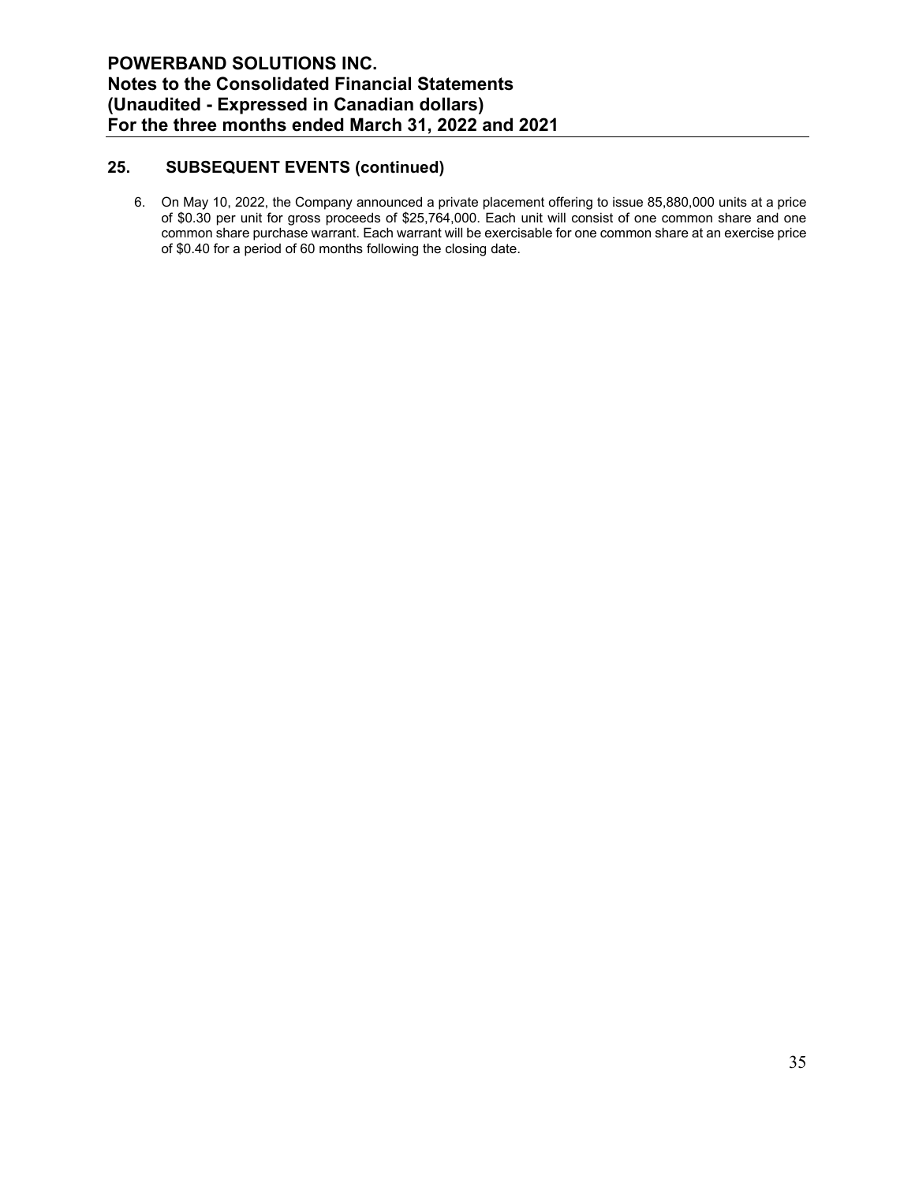## 25. SUBSEQUENT EVENTS (continued)

6. On May 10, 2022, the Company announced a private placement offering to issue 85,880,000 units at a price of $0.30 per unit for gross proceeds of $25,764,000. Each unit will consist of one common share and one common share purchase warrant. Each warrant will be exercisable for one common share at an exercise price of $0.40 for a period of 60 months following the closing date.